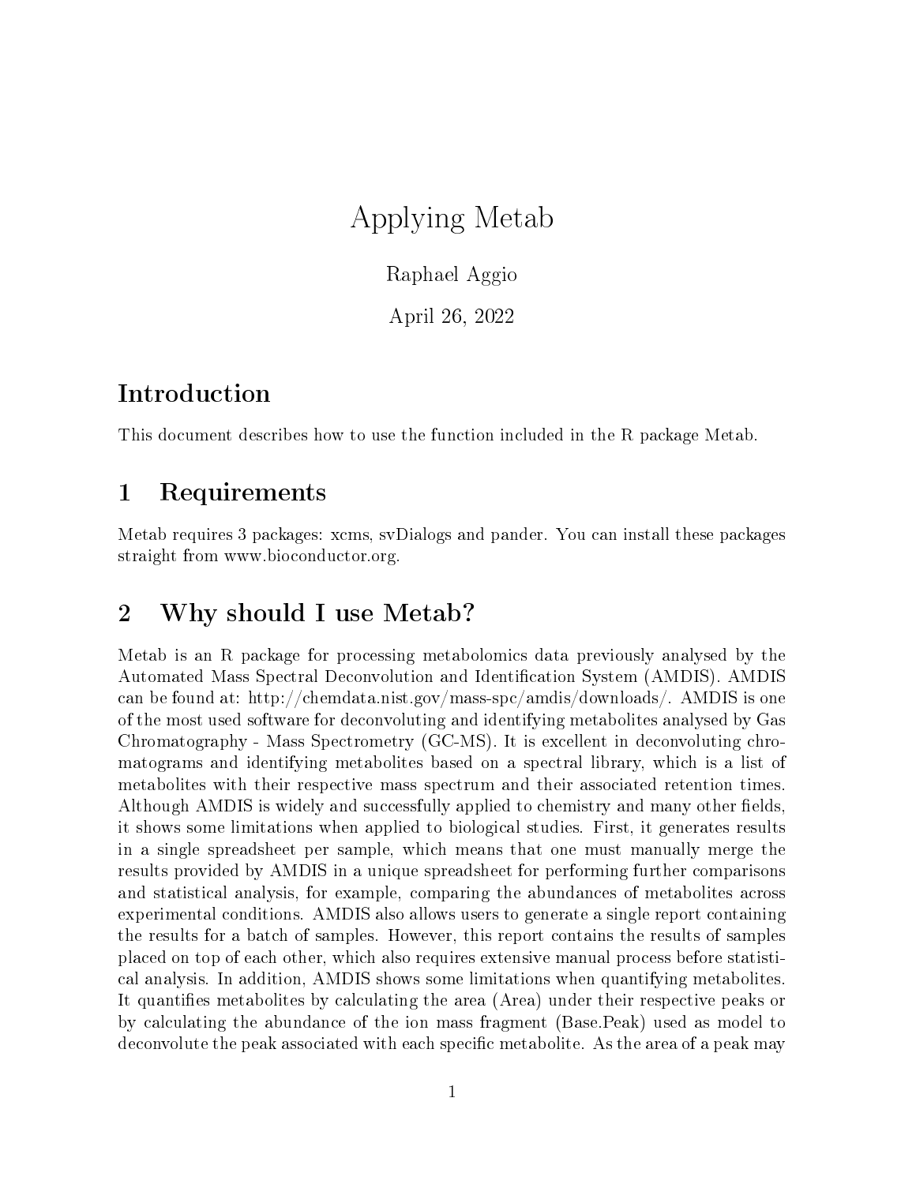# Applying Metab

Raphael Aggio

April 26, 2022

## Introduction

This document describes how to use the function included in the R package Metab.

## 1 Requirements

Metab requires 3 packages: xcms, svDialogs and pander. You can install these packages straight from www.bioconductor.org.

## 2 Why should I use Metab?

Metab is an R package for processing metabolomics data previously analysed by the Automated Mass Spectral Deconvolution and Identification System (AMDIS). AMDIS can be found at: http://chemdata.nist.gov/mass-spc/amdis/downloads/. AMDIS is one of the most used software for deconvoluting and identifying metabolites analysed by Gas Chromatography - Mass Spectrometry (GC-MS). It is excellent in deconvoluting chromatograms and identifying metabolites based on a spectral library, which is a list of metabolites with their respective mass spectrum and their associated retention times. Although AMDIS is widely and successfully applied to chemistry and many other fields, it shows some limitations when applied to biological studies. First, it generates results in a single spreadsheet per sample, which means that one must manually merge the results provided by AMDIS in a unique spreadsheet for performing further comparisons and statistical analysis, for example, comparing the abundances of metabolites across experimental conditions. AMDIS also allows users to generate a single report containing the results for a batch of samples. However, this report contains the results of samples placed on top of each other, which also requires extensive manual process before statistical analysis. In addition, AMDIS shows some limitations when quantifying metabolites. It quantifies metabolites by calculating the area (Area) under their respective peaks or by calculating the abundance of the ion mass fragment (Base.Peak) used as model to deconvolute the peak associated with each specific metabolite. As the area of a peak may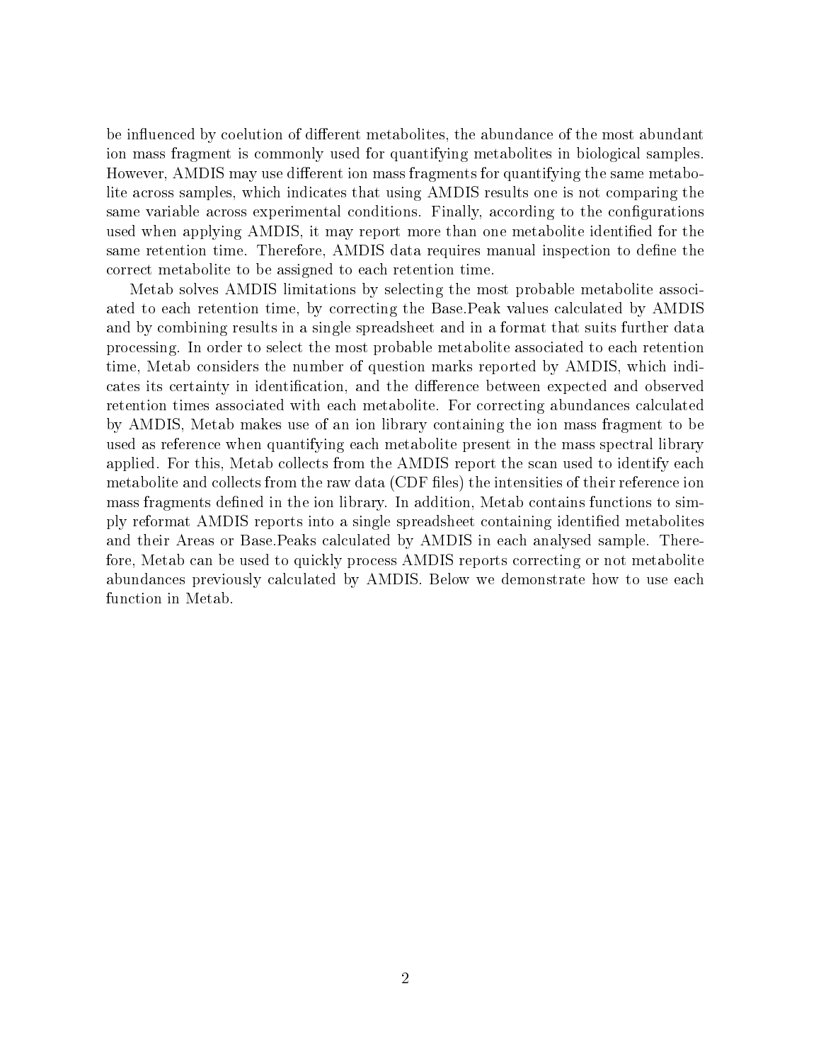be influenced by coelution of different metabolites, the abundance of the most abundant ion mass fragment is commonly used for quantifying metabolites in biological samples. However, AMDIS may use different ion mass fragments for quantifying the same metabolite across samples, which indicates that using AMDIS results one is not comparing the same variable across experimental conditions. Finally, according to the configurations used when applying AMDIS, it may report more than one metabolite identified for the same retention time. Therefore, AMDIS data requires manual inspection to define the correct metabolite to be assigned to each retention time.

Metab solves AMDIS limitations by selecting the most probable metabolite associated to each retention time, by correcting the Base.Peak values calculated by AMDIS and by combining results in a single spreadsheet and in a format that suits further data processing. In order to select the most probable metabolite associated to each retention time, Metab considers the number of question marks reported by AMDIS, which indicates its certainty in identification, and the difference between expected and observed retention times associated with each metabolite. For correcting abundances calculated by AMDIS, Metab makes use of an ion library containing the ion mass fragment to be used as reference when quantifying each metabolite present in the mass spectral library applied. For this, Metab collects from the AMDIS report the scan used to identify each metabolite and collects from the raw data (CDF files) the intensities of their reference ion mass fragments defined in the ion library. In addition, Metab contains functions to simply reformat AMDIS reports into a single spreadsheet containing identified metabolites and their Areas or Base.Peaks calculated by AMDIS in each analysed sample. Therefore, Metab can be used to quickly process AMDIS reports correcting or not metabolite abundances previously calculated by AMDIS. Below we demonstrate how to use each function in Metab.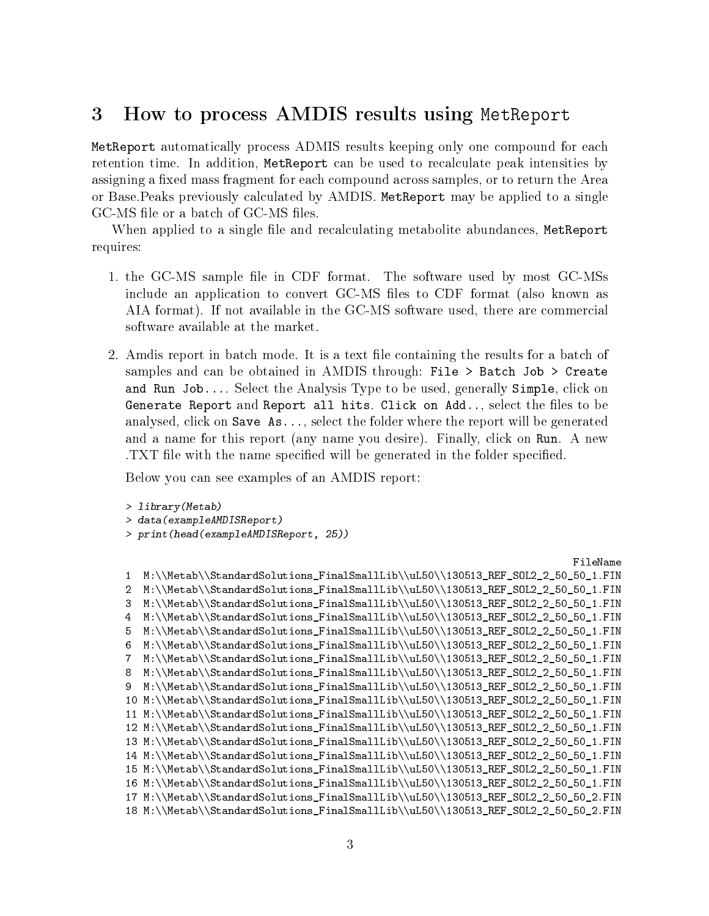## 3 How to process AMDIS results using MetReport

MetReport automatically process ADMIS results keeping only one compound for each retention time. In addition, MetReport can be used to recalculate peak intensities by assigning a fixed mass fragment for each compound across samples, or to return the Area or Base.Peaks previously calculated by AMDIS. MetReport may be applied to a single GC-MS file or a batch of GC-MS files.

When applied to a single file and recalculating metabolite abundances, MetReport requires:

1. the GC-MS sample file in CDF format. The software used by most GC-MSs include an application to convert GC-MS files to CDF format (also known as AIA format). If not available in the GC-MS software used, there are commercial software available at the market.

2. Amdis report in batch mode. It is a text file containing the results for a batch of samples and can be obtained in AMDIS through: `File > Batch Job > Create and Run Job...`. Select the Analysis Type to be used, generally `Simple`, click on `Generate Report` and `Report all hits. Click on Add..`, select the files to be analysed, click on `Save As...`, select the folder where the report will be generated and a name for this report (any name you desire). Finally, click on `Run`. A new .TXT file with the name specified will be generated in the folder specified.

   Below you can see examples of an AMDIS report:

```
> library(Metab)
> data(exampleAMDISReport)
> print(head(exampleAMDISReport, 25))

                                                                          FileName
1  M:\\Metab\\StandardSolutions_FinalSmallLib\\uL50\\130513_REF_SOL2_2_50_50_1.FIN
2  M:\\Metab\\StandardSolutions_FinalSmallLib\\uL50\\130513_REF_SOL2_2_50_50_1.FIN
3  M:\\Metab\\StandardSolutions_FinalSmallLib\\uL50\\130513_REF_SOL2_2_50_50_1.FIN
4  M:\\Metab\\StandardSolutions_FinalSmallLib\\uL50\\130513_REF_SOL2_2_50_50_1.FIN
5  M:\\Metab\\StandardSolutions_FinalSmallLib\\uL50\\130513_REF_SOL2_2_50_50_1.FIN
6  M:\\Metab\\StandardSolutions_FinalSmallLib\\uL50\\130513_REF_SOL2_2_50_50_1.FIN
7  M:\\Metab\\StandardSolutions_FinalSmallLib\\uL50\\130513_REF_SOL2_2_50_50_1.FIN
8  M:\\Metab\\StandardSolutions_FinalSmallLib\\uL50\\130513_REF_SOL2_2_50_50_1.FIN
9  M:\\Metab\\StandardSolutions_FinalSmallLib\\uL50\\130513_REF_SOL2_2_50_50_1.FIN
10 M:\\Metab\\StandardSolutions_FinalSmallLib\\uL50\\130513_REF_SOL2_2_50_50_1.FIN
11 M:\\Metab\\StandardSolutions_FinalSmallLib\\uL50\\130513_REF_SOL2_2_50_50_1.FIN
12 M:\\Metab\\StandardSolutions_FinalSmallLib\\uL50\\130513_REF_SOL2_2_50_50_1.FIN
13 M:\\Metab\\StandardSolutions_FinalSmallLib\\uL50\\130513_REF_SOL2_2_50_50_1.FIN
14 M:\\Metab\\StandardSolutions_FinalSmallLib\\uL50\\130513_REF_SOL2_2_50_50_1.FIN
15 M:\\Metab\\StandardSolutions_FinalSmallLib\\uL50\\130513_REF_SOL2_2_50_50_1.FIN
16 M:\\Metab\\StandardSolutions_FinalSmallLib\\uL50\\130513_REF_SOL2_2_50_50_1.FIN
17 M:\\Metab\\StandardSolutions_FinalSmallLib\\uL50\\130513_REF_SOL2_2_50_50_2.FIN
18 M:\\Metab\\StandardSolutions_FinalSmallLib\\uL50\\130513_REF_SOL2_2_50_50_2.FIN
```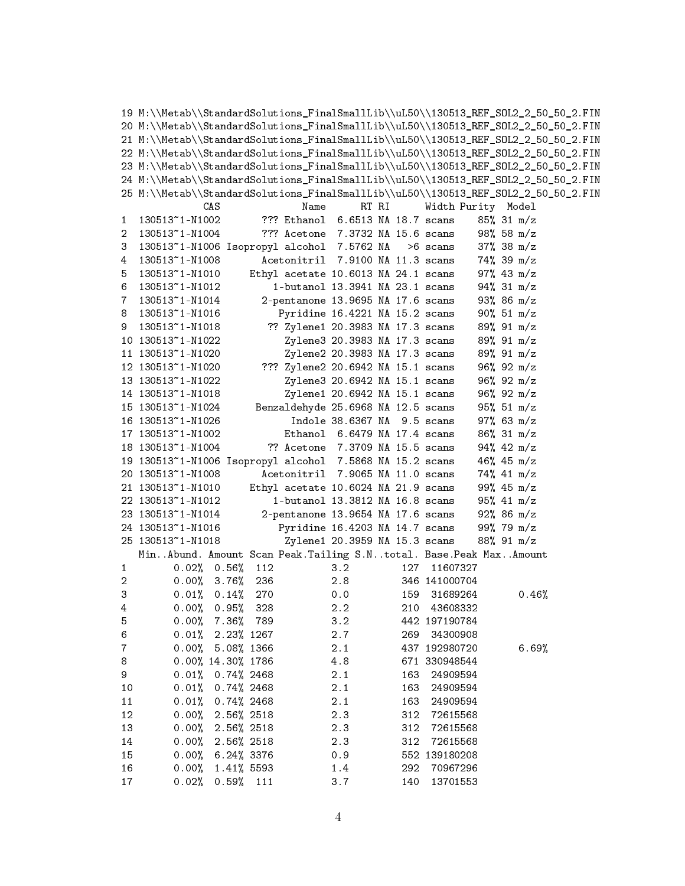```
19 M:\\Metab\\StandardSolutions_FinalSmallLib\\uL50\\130513_REF_SOL2_2_50_50_2.FIN
20 M:\\Metab\\StandardSolutions_FinalSmallLib\\uL50\\130513_REF_SOL2_2_50_50_2.FIN
21 M:\\Metab\\StandardSolutions_FinalSmallLib\\uL50\\130513_REF_SOL2_2_50_50_2.FIN
22 M:\\Metab\\StandardSolutions_FinalSmallLib\\uL50\\130513_REF_SOL2_2_50_50_2.FIN
23 M:\\Metab\\StandardSolutions_FinalSmallLib\\uL50\\130513_REF_SOL2_2_50_50_2.FIN
24 M:\\Metab\\StandardSolutions_FinalSmallLib\\uL50\\130513_REF_SOL2_2_50_50_2.FIN
25 M:\\Metab\\StandardSolutions_FinalSmallLib\\uL50\\130513_REF_SOL2_2_50_50_2.FIN
              CAS              Name      RT RI      Width Purity  Model
1  130513~1-N1002       ??? Ethanol  6.6513 NA 18.7 scans    85% 31 m/z
2  130513~1-N1004       ??? Acetone  7.3732 NA 15.6 scans    98% 58 m/z
3  130513~1-N1006 Isopropyl alcohol  7.5762 NA   >6 scans    37% 38 m/z
4  130513~1-N1008       Acetonitril  7.9100 NA 11.3 scans    74% 39 m/z
5  130513~1-N1010     Ethyl acetate 10.6013 NA 24.1 scans    97% 43 m/z
6  130513~1-N1012         1-butanol 13.3941 NA 23.1 scans    94% 31 m/z
7  130513~1-N1014       2-pentanone 13.9695 NA 17.6 scans    93% 86 m/z
8  130513~1-N1016          Pyridine 16.4221 NA 15.2 scans    90% 51 m/z
9  130513~1-N1018        ?? Zylene1 20.3983 NA 17.3 scans    89% 91 m/z
10 130513~1-N1022           Zylene3 20.3983 NA 17.3 scans    89% 91 m/z
11 130513~1-N1020           Zylene2 20.3983 NA 17.3 scans    89% 91 m/z
12 130513~1-N1020       ??? Zylene2 20.6942 NA 15.1 scans    96% 92 m/z
13 130513~1-N1022           Zylene3 20.6942 NA 15.1 scans    96% 92 m/z
14 130513~1-N1018           Zylene1 20.6942 NA 15.1 scans    96% 92 m/z
15 130513~1-N1024      Benzaldehyde 25.6968 NA 12.5 scans    95% 51 m/z
16 130513~1-N1026            Indole 38.6367 NA  9.5 scans    97% 63 m/z
17 130513~1-N1002           Ethanol  6.6479 NA 17.4 scans    86% 31 m/z
18 130513~1-N1004        ?? Acetone  7.3709 NA 15.5 scans    94% 42 m/z
19 130513~1-N1006 Isopropyl alcohol  7.5868 NA 15.2 scans    46% 45 m/z
20 130513~1-N1008       Acetonitril  7.9065 NA 11.0 scans    74% 41 m/z
21 130513~1-N1010     Ethyl acetate 10.6024 NA 21.9 scans    99% 45 m/z
22 130513~1-N1012         1-butanol 13.3812 NA 16.8 scans    95% 41 m/z
23 130513~1-N1014       2-pentanone 13.9654 NA 17.6 scans    92% 86 m/z
24 130513~1-N1016          Pyridine 16.4203 NA 14.7 scans    99% 79 m/z
25 130513~1-N1018           Zylene1 20.3959 NA 15.3 scans    88% 91 m/z
   Min..Abund. Amount Scan Peak.Tailing S.N..total. Base.Peak Max..Amount
1        0.02%  0.56%  112          3.2         127  11607327
2        0.00%  3.76%  236          2.8         346 141000704
3        0.01%  0.14%  270          0.0         159  31689264       0.46%
4        0.00%  0.95%  328          2.2         210  43608332
5        0.00%  7.36%  789          3.2         442 197190784
6        0.01%  2.23% 1267          2.7         269  34300908
7        0.00%  5.08% 1366          2.1         437 192980720       6.69%
8        0.00% 14.30% 1786          4.8         671 330948544
9        0.01%  0.74% 2468          2.1         163  24909594
10       0.01%  0.74% 2468          2.1         163  24909594
11       0.01%  0.74% 2468          2.1         163  24909594
12       0.00%  2.56% 2518          2.3         312  72615568
13       0.00%  2.56% 2518          2.3         312  72615568
14       0.00%  2.56% 2518          2.3         312  72615568
15       0.00%  6.24% 3376          0.9         552 139180208
16       0.00%  1.41% 5593          1.4         292  70967296
17       0.02%  0.59%  111          3.7         140  13701553
```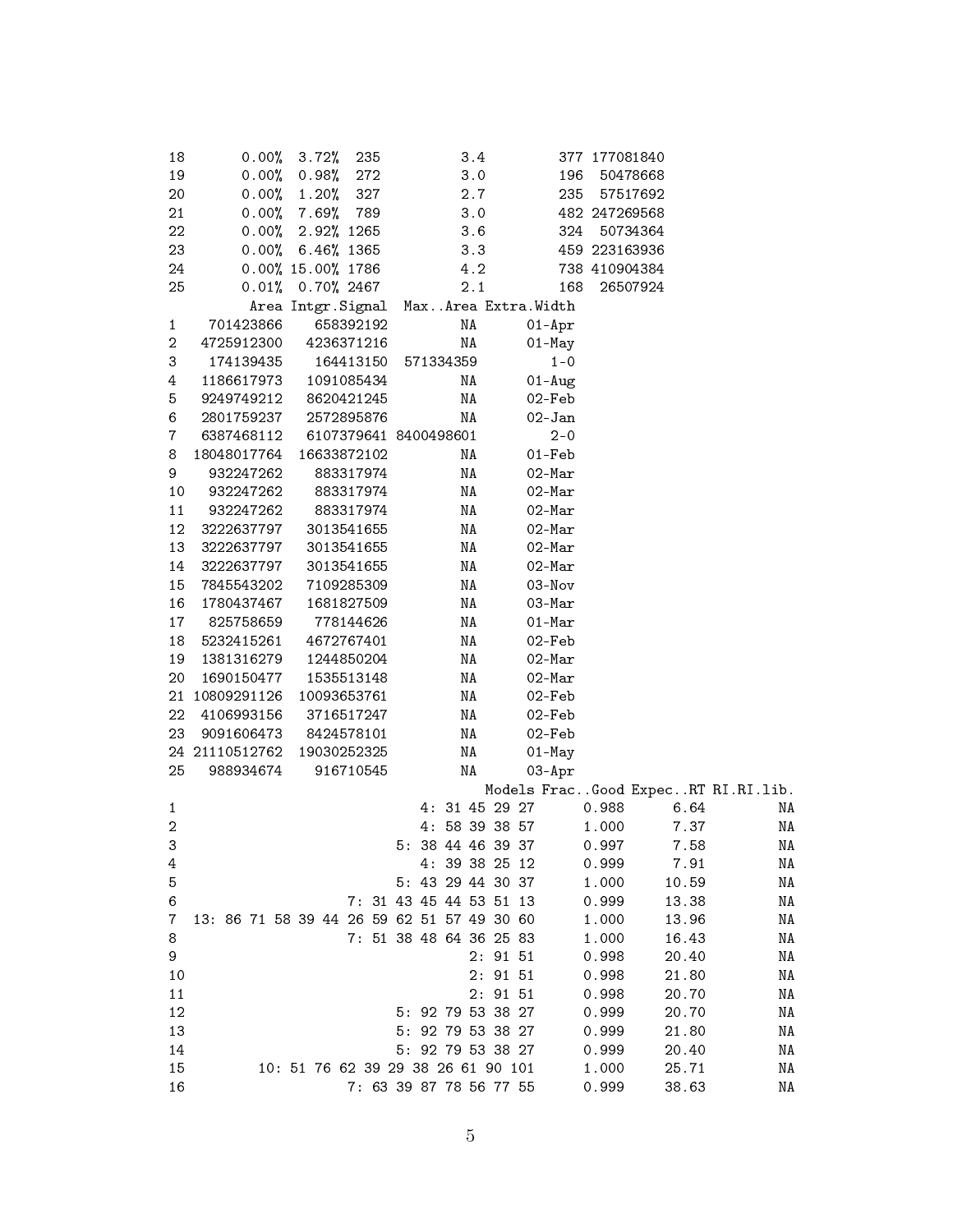| | | | | | | |
|---|---|---|---|---|---|---|
| 18 | 0.00% | 3.72% | 235 | 3.4 | 377 | 177081840 |
| 19 | 0.00% | 0.98% | 272 | 3.0 | 196 | 50478668 |
| 20 | 0.00% | 1.20% | 327 | 2.7 | 235 | 57517692 |
| 21 | 0.00% | 7.69% | 789 | 3.0 | 482 | 247269568 |
| 22 | 0.00% | 2.92% | 1265 | 3.6 | 324 | 50734364 |
| 23 | 0.00% | 6.46% | 1365 | 3.3 | 459 | 223163936 |
| 24 | 0.00% | 15.00% | 1786 | 4.2 | 738 | 410904384 |
| 25 | 0.01% | 0.70% | 2467 | 2.1 | 168 | 26507924 |

| | Area | Intgr.Signal | Max..Area | Extra.Width |
|---|---|---|---|---|
| 1 | 701423866 | 658392192 | NA | 01-Apr |
| 2 | 4725912300 | 4236371216 | NA | 01-May |
| 3 | 174139435 | 164413150 | 571334359 | 1-0 |
| 4 | 1186617973 | 1091085434 | NA | 01-Aug |
| 5 | 9249749212 | 8620421245 | NA | 02-Feb |
| 6 | 2801759237 | 2572895876 | NA | 02-Jan |
| 7 | 6387468112 | 6107379641 | 8400498601 | 2-0 |
| 8 | 18048017764 | 16633872102 | NA | 01-Feb |
| 9 | 932247262 | 883317974 | NA | 02-Mar |
| 10 | 932247262 | 883317974 | NA | 02-Mar |
| 11 | 932247262 | 883317974 | NA | 02-Mar |
| 12 | 3222637797 | 3013541655 | NA | 02-Mar |
| 13 | 3222637797 | 3013541655 | NA | 02-Mar |
| 14 | 3222637797 | 3013541655 | NA | 02-Mar |
| 15 | 7845543202 | 7109285309 | NA | 03-Nov |
| 16 | 1780437467 | 1681827509 | NA | 03-Mar |
| 17 | 825758659 | 778144626 | NA | 01-Mar |
| 18 | 5232415261 | 4672767401 | NA | 02-Feb |
| 19 | 1381316279 | 1244850204 | NA | 02-Mar |
| 20 | 1690150477 | 1535513148 | NA | 02-Mar |
| 21 | 10809291126 | 10093653761 | NA | 02-Feb |
| 22 | 4106993156 | 3716517247 | NA | 02-Feb |
| 23 | 9091606473 | 8424578101 | NA | 02-Feb |
| 24 | 21110512762 | 19030252325 | NA | 01-May |
| 25 | 988934674 | 916710545 | NA | 03-Apr |

| | Models | Frac..Good | Expec..RT | RI.RI.lib. |
|---|---|---|---|---|
| 1 | 4: 31 45 29 27 | 0.988 | 6.64 | NA |
| 2 | 4: 58 39 38 57 | 1.000 | 7.37 | NA |
| 3 | 5: 38 44 46 39 37 | 0.997 | 7.58 | NA |
| 4 | 4: 39 38 25 12 | 0.999 | 7.91 | NA |
| 5 | 5: 43 29 44 30 37 | 1.000 | 10.59 | NA |
| 6 | 7: 31 43 45 44 53 51 13 | 0.999 | 13.38 | NA |
| 7 | 13: 86 71 58 39 44 26 59 62 51 57 49 30 60 | 1.000 | 13.96 | NA |
| 8 | 7: 51 38 48 64 36 25 83 | 1.000 | 16.43 | NA |
| 9 | 2: 91 51 | 0.998 | 20.40 | NA |
| 10 | 2: 91 51 | 0.998 | 21.80 | NA |
| 11 | 2: 91 51 | 0.998 | 20.70 | NA |
| 12 | 5: 92 79 53 38 27 | 0.999 | 20.70 | NA |
| 13 | 5: 92 79 53 38 27 | 0.999 | 21.80 | NA |
| 14 | 5: 92 79 53 38 27 | 0.999 | 20.40 | NA |
| 15 | 10: 51 76 62 39 29 38 26 61 90 101 | 1.000 | 25.71 | NA |
| 16 | 7: 63 39 87 78 56 77 55 | 0.999 | 38.63 | NA |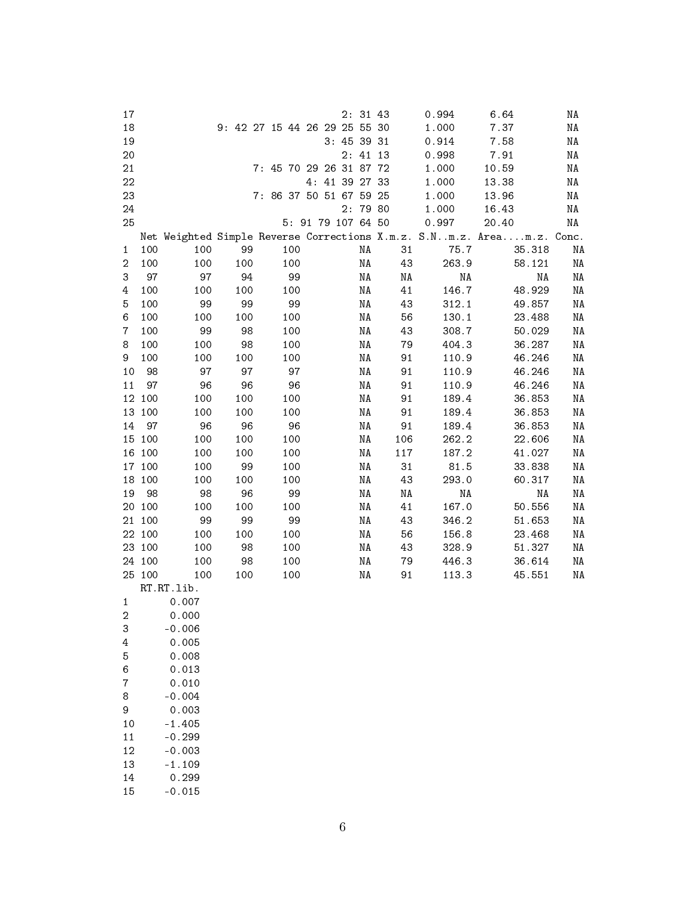```
17                        2: 31 43      0.994      6.64          NA
18             9: 42 27 15 44 26 29 25 55 30      1.000      7.37          NA
19                        3: 45 39 31      0.914      7.58          NA
20                           2: 41 13      0.998      7.91          NA
21                 7: 45 70 29 26 31 87 72      1.000     10.59          NA
22                       4: 41 39 27 33      1.000     13.38          NA
23                 7: 86 37 50 51 67 59 25      1.000     13.96          NA
24                           2: 79 80      1.000     16.43          NA
25                    5: 91 79 107 64 50      0.997     20.40          NA
   Net Weighted Simple Reverse Corrections X.m.z. S.N..m.z. Area....m.z. Conc.
1  100      100     99     100          NA     31      75.7       35.318    NA
2  100      100    100     100          NA     43     263.9       58.121    NA
3   97       97     94      99          NA     NA        NA           NA    NA
4  100      100    100     100          NA     41     146.7       48.929    NA
5  100       99     99      99          NA     43     312.1       49.857    NA
6  100      100    100     100          NA     56     130.1       23.488    NA
7  100       99     98     100          NA     43     308.7       50.029    NA
8  100      100     98     100          NA     79     404.3       36.287    NA
9  100      100    100     100          NA     91     110.9       46.246    NA
10  98       97     97      97          NA     91     110.9       46.246    NA
11  97       96     96      96          NA     91     110.9       46.246    NA
12 100      100    100     100          NA     91     189.4       36.853    NA
13 100      100    100     100          NA     91     189.4       36.853    NA
14  97       96     96      96          NA     91     189.4       36.853    NA
15 100      100    100     100          NA    106     262.2       22.606    NA
16 100      100    100     100          NA    117     187.2       41.027    NA
17 100      100     99     100          NA     31      81.5       33.838    NA
18 100      100    100     100          NA     43     293.0       60.317    NA
19  98       98     96      99          NA     NA        NA           NA    NA
20 100      100    100     100          NA     41     167.0       50.556    NA
21 100       99     99      99          NA     43     346.2       51.653    NA
22 100      100    100     100          NA     56     156.8       23.468    NA
23 100      100     98     100          NA     43     328.9       51.327    NA
24 100      100     98     100          NA     79     446.3       36.614    NA
25 100      100    100     100          NA     91     113.3       45.551    NA
   RT.RT.lib.
1       0.007
2       0.000
3      -0.006
4       0.005
5       0.008
6       0.013
7       0.010
8      -0.004
9       0.003
10     -1.405
11     -0.299
12     -0.003
13     -1.109
14      0.299
15     -0.015
```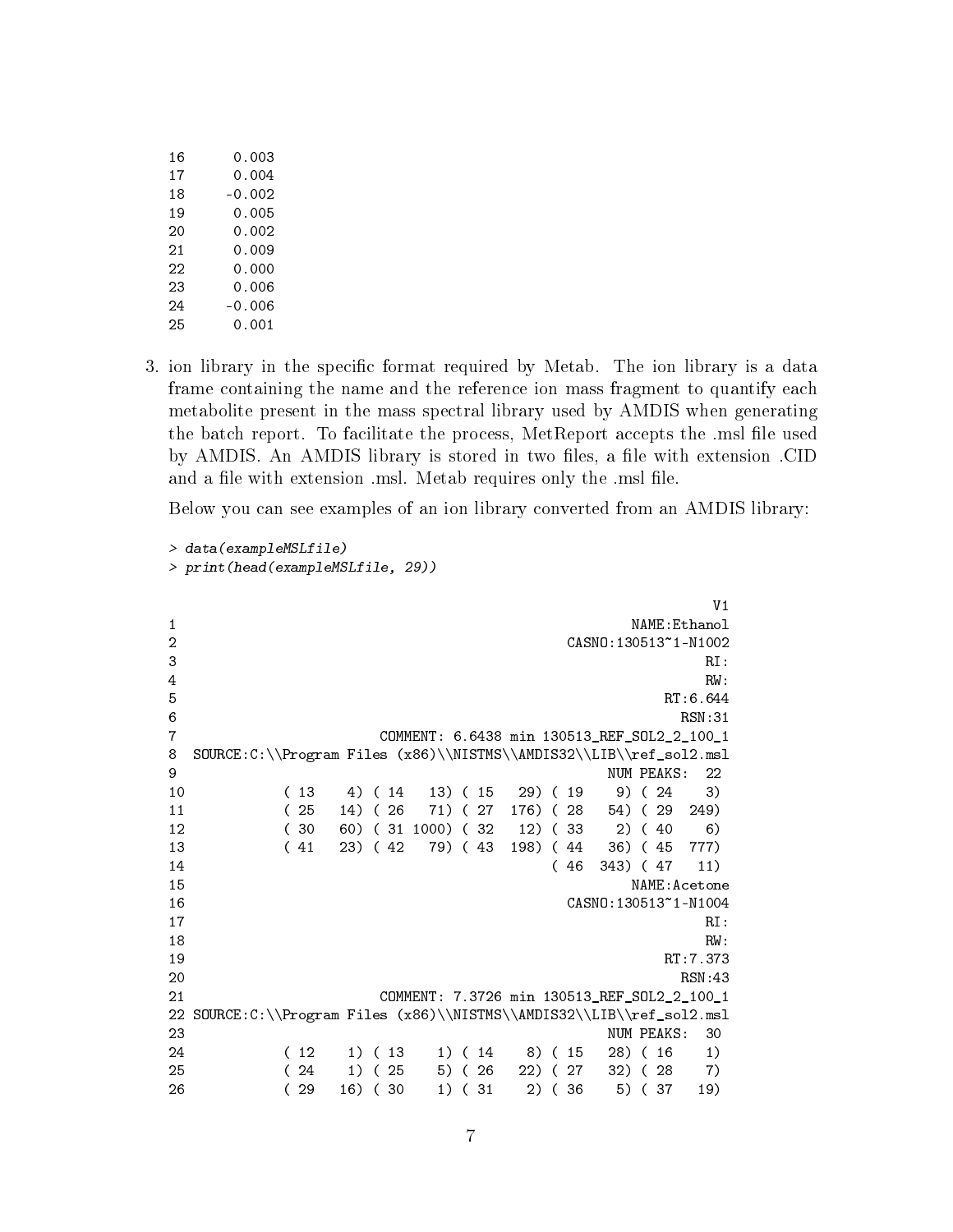```
16       0.003
17       0.004
18      -0.002
19       0.005
20       0.002
21       0.009
22       0.000
23       0.006
24      -0.006
25       0.001
```

3. ion library in the specific format required by Metab. The ion library is a data frame containing the name and the reference ion mass fragment to quantify each metabolite present in the mass spectral library used by AMDIS when generating the batch report. To facilitate the process, MetReport accepts the .msl file used by AMDIS. An AMDIS library is stored in two files, a file with extension .CID and a file with extension .msl. Metab requires only the .msl file.

   Below you can see examples of an ion library converted from an AMDIS library:

```
> data(exampleMSLfile)
> print(head(exampleMSLfile, 29))

                                                                    V1
1                                                         NAME:Ethanol
2                                                 CASNO:130513~1-N1002
3                                                                  RI:
4                                                                  RW:
5                                                             RT:6.644
6                                                               RSN:31
7                             COMMENT: 6.6438 min 130513_REF_SOL2_2_100_1
8  SOURCE:C:\\Program Files (x86)\\NISTMS\\AMDIS32\\LIB\\ref_sol2.msl
9                                                        NUM PEAKS:  22
10            ( 13    4) ( 14   13) ( 15   29) ( 19    9) ( 24    3)
11            ( 25   14) ( 26   71) ( 27  176) ( 28   54) ( 29  249)
12            ( 30   60) ( 31 1000) ( 32   12) ( 33    2) ( 40    6)
13            ( 41   23) ( 42   79) ( 43  198) ( 44   36) ( 45  777)
14                                             ( 46  343) ( 47   11)
15                                                        NAME:Acetone
16                                                CASNO:130513~1-N1004
17                                                                 RI:
18                                                                 RW:
19                                                            RT:7.373
20                                                              RSN:43
21                            COMMENT: 7.3726 min 130513_REF_SOL2_2_100_1
22 SOURCE:C:\\Program Files (x86)\\NISTMS\\AMDIS32\\LIB\\ref_sol2.msl
23                                                       NUM PEAKS:  30
24            ( 12    1) ( 13    1) ( 14    8) ( 15   28) ( 16    1)
25            ( 24    1) ( 25    5) ( 26   22) ( 27   32) ( 28    7)
26            ( 29   16) ( 30    1) ( 31    2) ( 36    5) ( 37   19)
```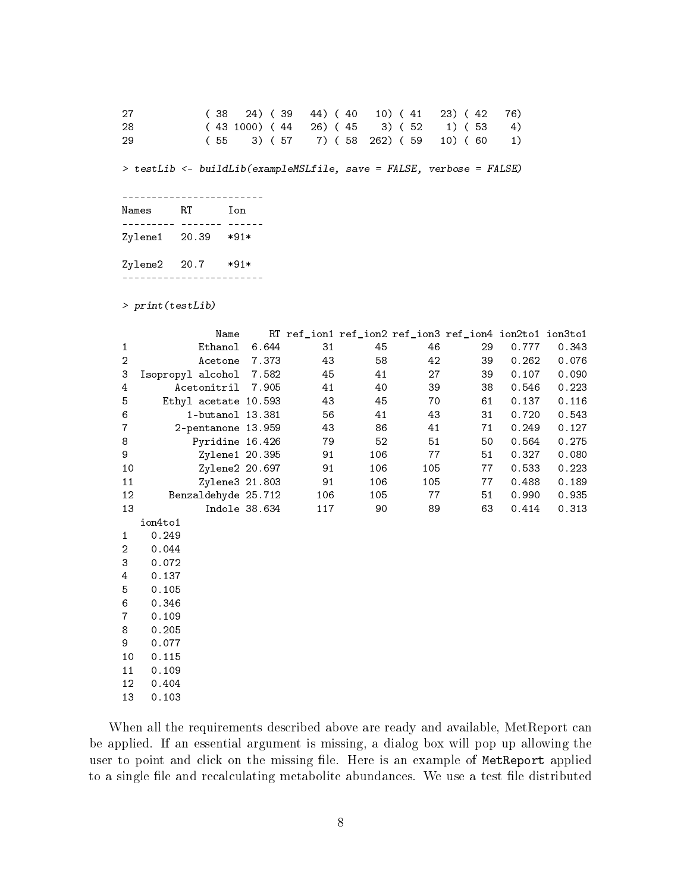```
27           ( 38   24) ( 39   44) ( 40   10) ( 41   23) ( 42   76)
28           ( 43 1000) ( 44   26) ( 45    3) ( 52    1) ( 53    4)
29           ( 55    3) ( 57    7) ( 58  262) ( 59   10) ( 60    1)

> testLib <- buildLib(exampleMSLfile, save = FALSE, verbose = FALSE)

------------------------
Names     RT      Ion
--------- ------- ------
Zylene1   20.39   *91*

Zylene2   20.7    *91*
------------------------

> print(testLib)

              Name     RT ref_ion1 ref_ion2 ref_ion3 ref_ion4 ion2to1 ion3to1
1          Ethanol  6.644       31       45       46       29   0.777   0.343
2          Acetone  7.373       43       58       42       39   0.262   0.076
3  Isopropyl alcohol  7.582     45       41       27       39   0.107   0.090
4       Acetonitril  7.905      41       40       39       38   0.546   0.223
5     Ethyl acetate 10.593      43       45       70       61   0.137   0.116
6         1-butanol 13.381      56       41       43       31   0.720   0.543
7       2-pentanone 13.959      43       86       41       71   0.249   0.127
8          Pyridine 16.426      79       52       51       50   0.564   0.275
9           Zylene1 20.395      91      106       77       51   0.327   0.080
10          Zylene2 20.697      91      106      105       77   0.533   0.223
11          Zylene3 21.803      91      106      105       77   0.488   0.189
12     Benzaldehyde 25.712     106      105       77       51   0.990   0.935
13           Indole 38.634     117       90       89       63   0.414   0.313
   ion4to1
1    0.249
2    0.044
3    0.072
4    0.137
5    0.105
6    0.346
7    0.109
8    0.205
9    0.077
10   0.115
11   0.109
12   0.404
13   0.103
```

When all the requirements described above are ready and available, MetReport can be applied. If an essential argument is missing, a dialog box will pop up allowing the user to point and click on the missing file. Here is an example of `MetReport` applied to a single file and recalculating metabolite abundances. We use a test file distributed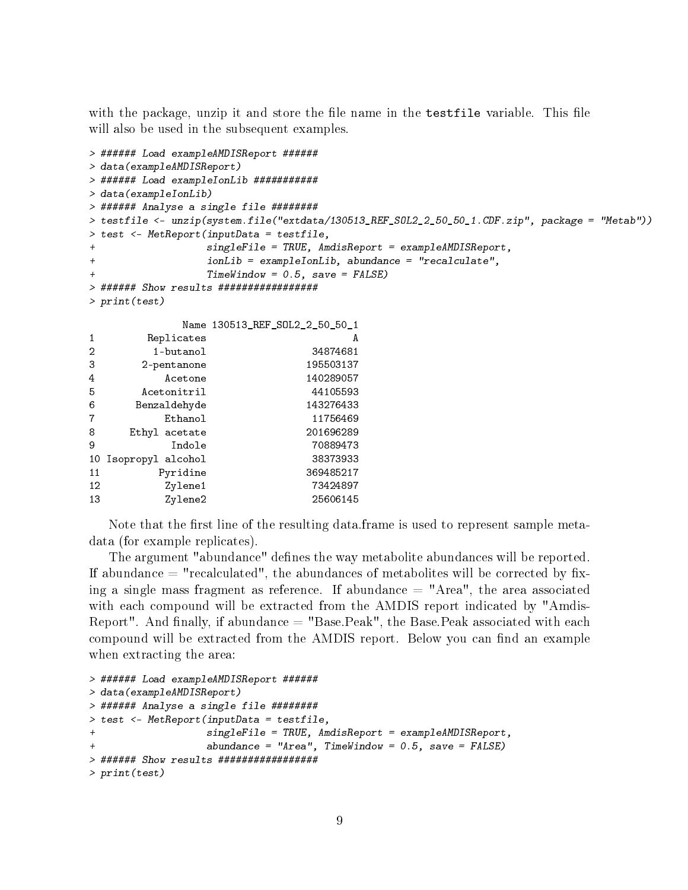with the package, unzip it and store the file name in the testfile variable. This file will also be used in the subsequent examples.

```
> ###### Load exampleAMDISReport ######
> data(exampleAMDISReport)
> ###### Load exampleIonLib ###########
> data(exampleIonLib)
> ###### Analyse a single file ########
> testfile <- unzip(system.file("extdata/130513_REF_SOL2_2_50_50_1.CDF.zip", package = "Metab"))
> test <- MetReport(inputData = testfile,
+                   singleFile = TRUE, AmdisReport = exampleAMDISReport,
+                   ionLib = exampleIonLib, abundance = "recalculate",
+                   TimeWindow = 0.5, save = FALSE)
> ###### Show results #################
> print(test)
```

```
               Name 130513_REF_SOL2_2_50_50_1
1        Replicates                         A
2         1-butanol                  34874681
3        2-pentanone                195503137
4           Acetone                 140289057
5        Acetonitril                 44105593
6       Benzaldehyde                143276433
7           Ethanol                  11756469
8      Ethyl acetate                201696289
9            Indole                  70889473
10 Isopropyl alcohol                 38373933
11          Pyridine                369485217
12           Zylene1                 73424897
13           Zylene2                 25606145
```

Note that the first line of the resulting data.frame is used to represent sample metadata (for example replicates).

The argument "abundance" defines the way metabolite abundances will be reported. If abundance = "recalculated", the abundances of metabolites will be corrected by fixing a single mass fragment as reference. If abundance = "Area", the area associated with each compound will be extracted from the AMDIS report indicated by "AmdisReport". And finally, if abundance = "Base.Peak", the Base.Peak associated with each compound will be extracted from the AMDIS report. Below you can find an example when extracting the area:

```
> ###### Load exampleAMDISReport ######
> data(exampleAMDISReport)
> ###### Analyse a single file ########
> test <- MetReport(inputData = testfile,
+                   singleFile = TRUE, AmdisReport = exampleAMDISReport,
+                   abundance = "Area", TimeWindow = 0.5, save = FALSE)
> ###### Show results #################
> print(test)
```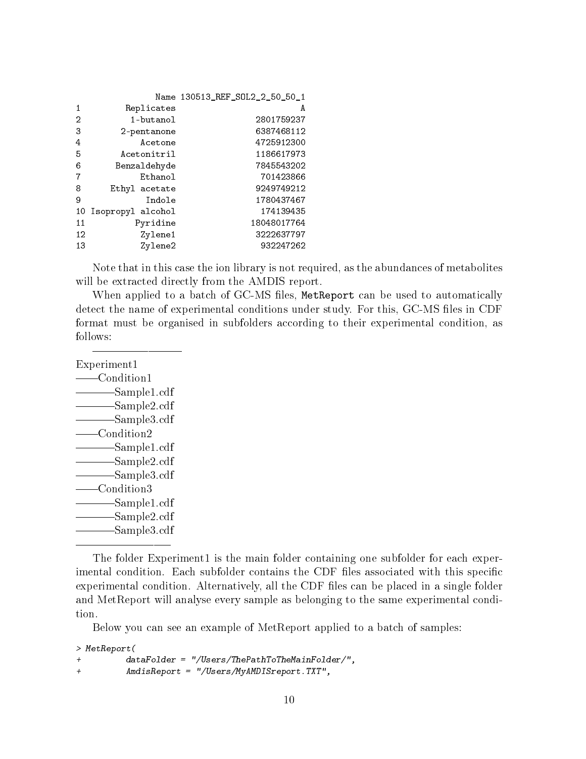```
                Name 130513_REF_SOL2_2_50_50_1
1         Replicates                         A
2           1-butanol                2801759237
3         2-pentanone                6387468112
4             Acetone                4725912300
5         Acetonitril                1186617973
6        Benzaldehyde                7845543202
7             Ethanol                 701423866
8       Ethyl acetate                9249749212
9              Indole                1780437467
10 Isopropyl alcohol                 174139435
11           Pyridine               18048017764
12            Zylene1                3222637797
13            Zylene2                 932247262
```

Note that in this case the ion library is not required, as the abundances of metabolites will be extracted directly from the AMDIS report.

When applied to a batch of GC-MS files, `MetReport` can be used to automatically detect the name of experimental conditions under study. For this, GC-MS files in CDF format must be organised in subfolders according to their experimental condition, as follows:

```
—————————
Experiment1
——Condition1
————Sample1.cdf
————Sample2.cdf
————Sample3.cdf
——Condition2
————Sample1.cdf
————Sample2.cdf
————Sample3.cdf
——Condition3
————Sample1.cdf
————Sample2.cdf
————Sample3.cdf
—————————
```

The folder Experiment1 is the main folder containing one subfolder for each experimental condition. Each subfolder contains the CDF files associated with this specific experimental condition. Alternatively, all the CDF files can be placed in a single folder and MetReport will analyse every sample as belonging to the same experimental condition.

Below you can see an example of MetReport applied to a batch of samples:

```
> MetReport(
+         dataFolder = "/Users/ThePathToTheMainFolder/",
+         AmdisReport = "/Users/MyAMDISreport.TXT",
```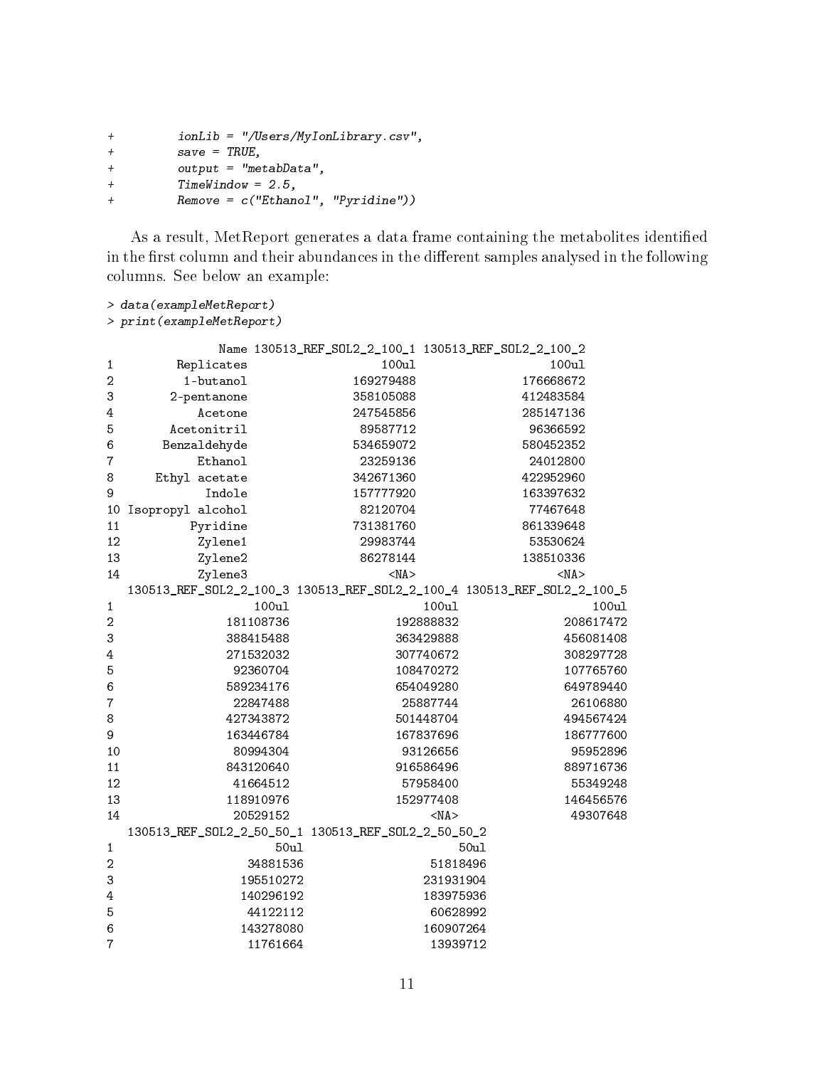```
+         ionLib = "/Users/MyIonLibrary.csv",
+         save = TRUE,
+         output = "metabData",
+         TimeWindow = 2.5,
+         Remove = c("Ethanol", "Pyridine"))
```

As a result, MetReport generates a data frame containing the metabolites identified in the first column and their abundances in the different samples analysed in the following columns. See below an example:

```
> data(exampleMetReport)
> print(exampleMetReport)

                Name 130513_REF_SOL2_2_100_1 130513_REF_SOL2_2_100_2
1         Replicates                   100ul                   100ul
2          1-butanol               169279488               176668672
3        2-pentanone               358105088               412483584
4            Acetone               247545856               285147136
5        Acetonitril                89587712                96366592
6       Benzaldehyde               534659072               580452352
7            Ethanol                23259136                24012800
8      Ethyl acetate               342671360               422952960
9             Indole               157777920               163397632
10 Isopropyl alcohol                82120704                77467648
11          Pyridine               731381760               861339648
12           Zylene1                29983744                53530624
13           Zylene2                86278144               138510336
14           Zylene3                    <NA>                    <NA>
   130513_REF_SOL2_2_100_3 130513_REF_SOL2_2_100_4 130513_REF_SOL2_2_100_5
1                    100ul                   100ul                   100ul
2                181108736               192888832               208617472
3                388415488               363429888               456081408
4                271532032               307740672               308297728
5                 92360704               108470272               107765760
6                589234176               654049280               649789440
7                 22847488                25887744                26106880
8                427343872               501448704               494567424
9                163446784               167837696               186777600
10                80994304                93126656                95952896
11               843120640               916586496               889716736
12                41664512                57958400                55349248
13               118910976               152977408               146456576
14                20529152                    <NA>                49307648
   130513_REF_SOL2_2_50_50_1 130513_REF_SOL2_2_50_50_2
1                       50ul                      50ul
2                   34881536                  51818496
3                  195510272                 231931904
4                  140296192                 183975936
5                   44122112                  60628992
6                  143278080                 160907264
7                   11761664                  13939712
```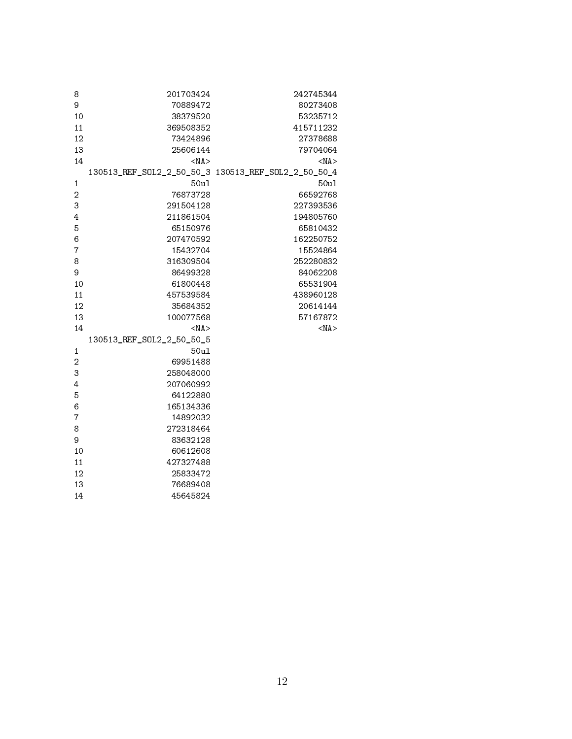```
8            201703424                 242745344
9             70889472                  80273408
10            38379520                  53235712
11           369508352                 415711232
12            73424896                  27378688
13            25606144                  79704064
14                <NA>                      <NA>
   130513_REF_SOL2_2_50_50_3 130513_REF_SOL2_2_50_50_4
1                     50ul                      50ul
2                 76873728                  66592768
3                291504128                 227393536
4                211861504                 194805760
5                 65150976                  65810432
6                207470592                 162250752
7                 15432704                  15524864
8                316309504                 252280832
9                 86499328                  84062208
10                61800448                  65531904
11               457539584                 438960128
12                35684352                  20614144
13               100077568                  57167872
14                    <NA>                      <NA>
   130513_REF_SOL2_2_50_50_5
1                     50ul
2                 69951488
3                258048000
4                207060992
5                 64122880
6                165134336
7                 14892032
8                272318464
9                 83632128
10                60612608
11               427327488
12                25833472
13                76689408
14                45645824
```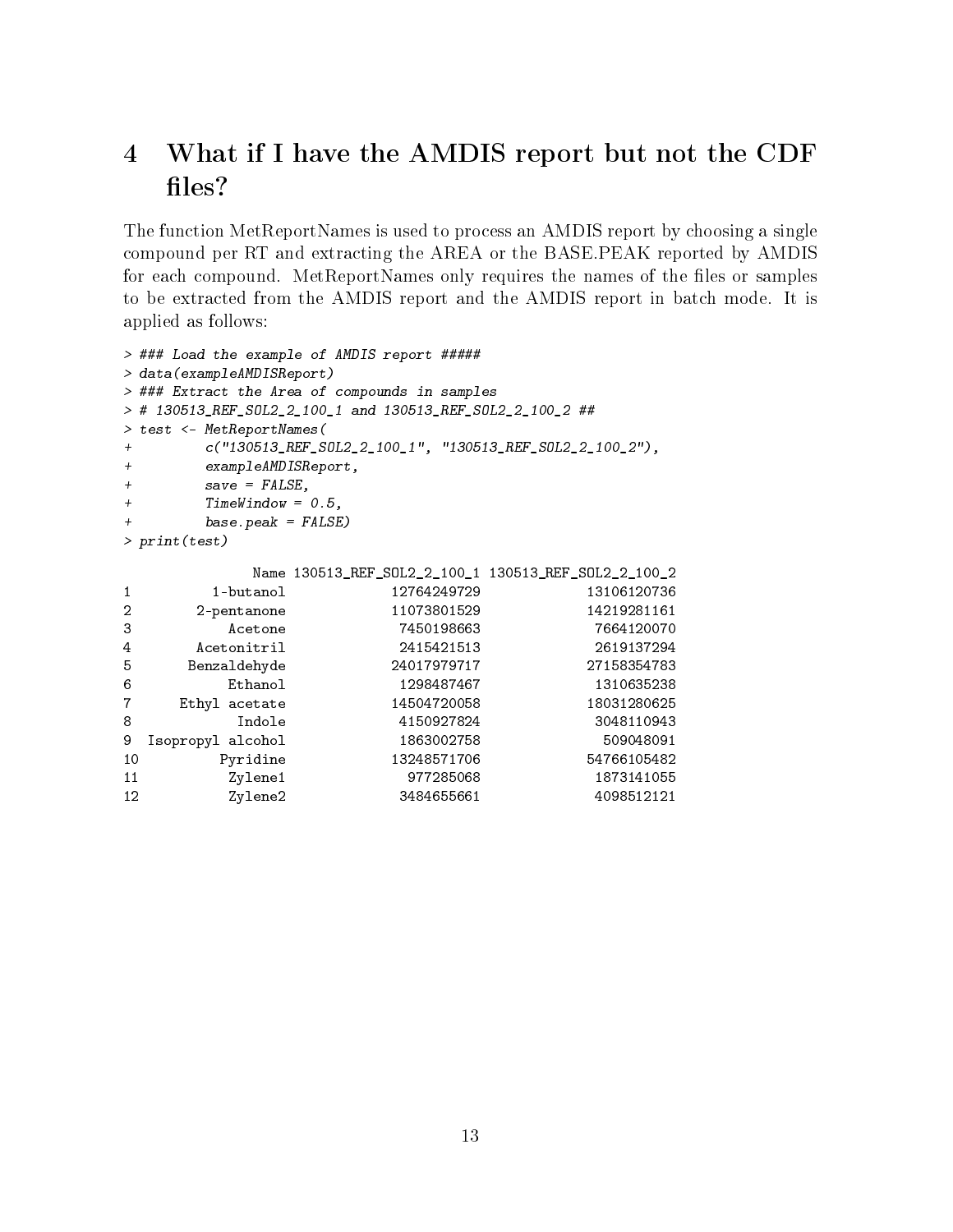# 4 What if I have the AMDIS report but not the CDF files?

The function MetReportNames is used to process an AMDIS report by choosing a single compound per RT and extracting the AREA or the BASE.PEAK reported by AMDIS for each compound. MetReportNames only requires the names of the files or samples to be extracted from the AMDIS report and the AMDIS report in batch mode. It is applied as follows:

```
> ### Load the example of AMDIS report #####
> data(exampleAMDISReport)
> ### Extract the Area of compounds in samples
> # 130513_REF_SOL2_2_100_1 and 130513_REF_SOL2_2_100_2 ##
> test <- MetReportNames(
+         c("130513_REF_SOL2_2_100_1", "130513_REF_SOL2_2_100_2"),
+         exampleAMDISReport,
+         save = FALSE,
+         TimeWindow = 0.5,
+         base.peak = FALSE)
> print(test)

              Name 130513_REF_SOL2_2_100_1 130513_REF_SOL2_2_100_2
1        1-butanol             12764249729             13106120736
2      2-pentanone             11073801529             14219281161
3           Acetone              7450198663              7664120070
4      Acetonitril              2415421513              2619137294
5      Benzaldehyde             24017979717             27158354783
6           Ethanol              1298487467              1310635238
7     Ethyl acetate             14504720058             18031280625
8            Indole              4150927824              3048110943
9 Isopropyl alcohol              1863002758               509048091
10         Pyridine             13248571706             54766105482
11          Zylene1               977285068              1873141055
12          Zylene2              3484655661              4098512121
```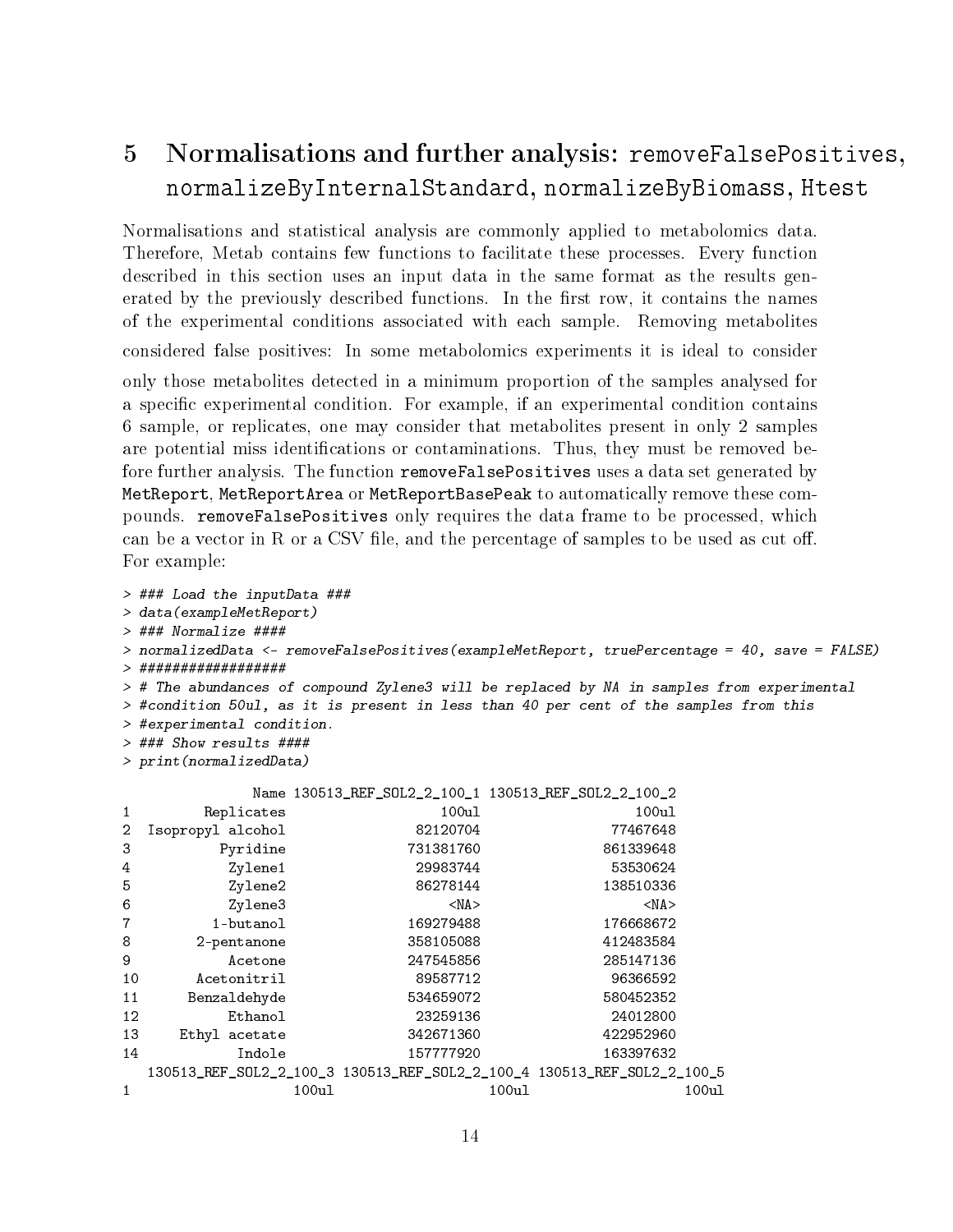# 5 Normalisations and further analysis: removeFalsePositives, normalizeByInternalStandard, normalizeByBiomass, Htest

Normalisations and statistical analysis are commonly applied to metabolomics data. Therefore, Metab contains few functions to facilitate these processes. Every function described in this section uses an input data in the same format as the results generated by the previously described functions. In the first row, it contains the names of the experimental conditions associated with each sample. Removing metabolites considered false positives: In some metabolomics experiments it is ideal to consider only those metabolites detected in a minimum proportion of the samples analysed for a specific experimental condition. For example, if an experimental condition contains 6 sample, or replicates, one may consider that metabolites present in only 2 samples are potential miss identifications or contaminations. Thus, they must be removed before further analysis. The function `removeFalsePositives` uses a data set generated by `MetReport`, `MetReportArea` or `MetReportBasePeak` to automatically remove these compounds. `removeFalsePositives` only requires the data frame to be processed, which can be a vector in R or a CSV file, and the percentage of samples to be used as cut off. For example:

```
> ### Load the inputData ###
> data(exampleMetReport)
> ### Normalize ####
> normalizedData <- removeFalsePositives(exampleMetReport, truePercentage = 40, save = FALSE)
> ##################
> # The abundances of compound Zylene3 will be replaced by NA in samples from experimental
> #condition 50ul, as it is present in less than 40 per cent of the samples from this
> #experimental condition.
> ### Show results ####
> print(normalizedData)

               Name 130513_REF_SOL2_2_100_1 130513_REF_SOL2_2_100_2
1        Replicates                   100ul                   100ul
2  Isopropyl alcohol               82120704                77467648
3          Pyridine               731381760               861339648
4           Zylene1                29983744                53530624
5           Zylene2                86278144               138510336
6           Zylene3                    <NA>                    <NA>
7         1-butanol               169279488               176668672
8        2-pentanone              358105088               412483584
9            Acetone              247545856               285147136
10       Acetonitril               89587712                96366592
11      Benzaldehyde              534659072               580452352
12           Ethanol               23259136                24012800
13     Ethyl acetate              342671360               422952960
14            Indole              157777920               163397632
   130513_REF_SOL2_2_100_3 130513_REF_SOL2_2_100_4 130513_REF_SOL2_2_100_5
1                    100ul                   100ul                   100ul
```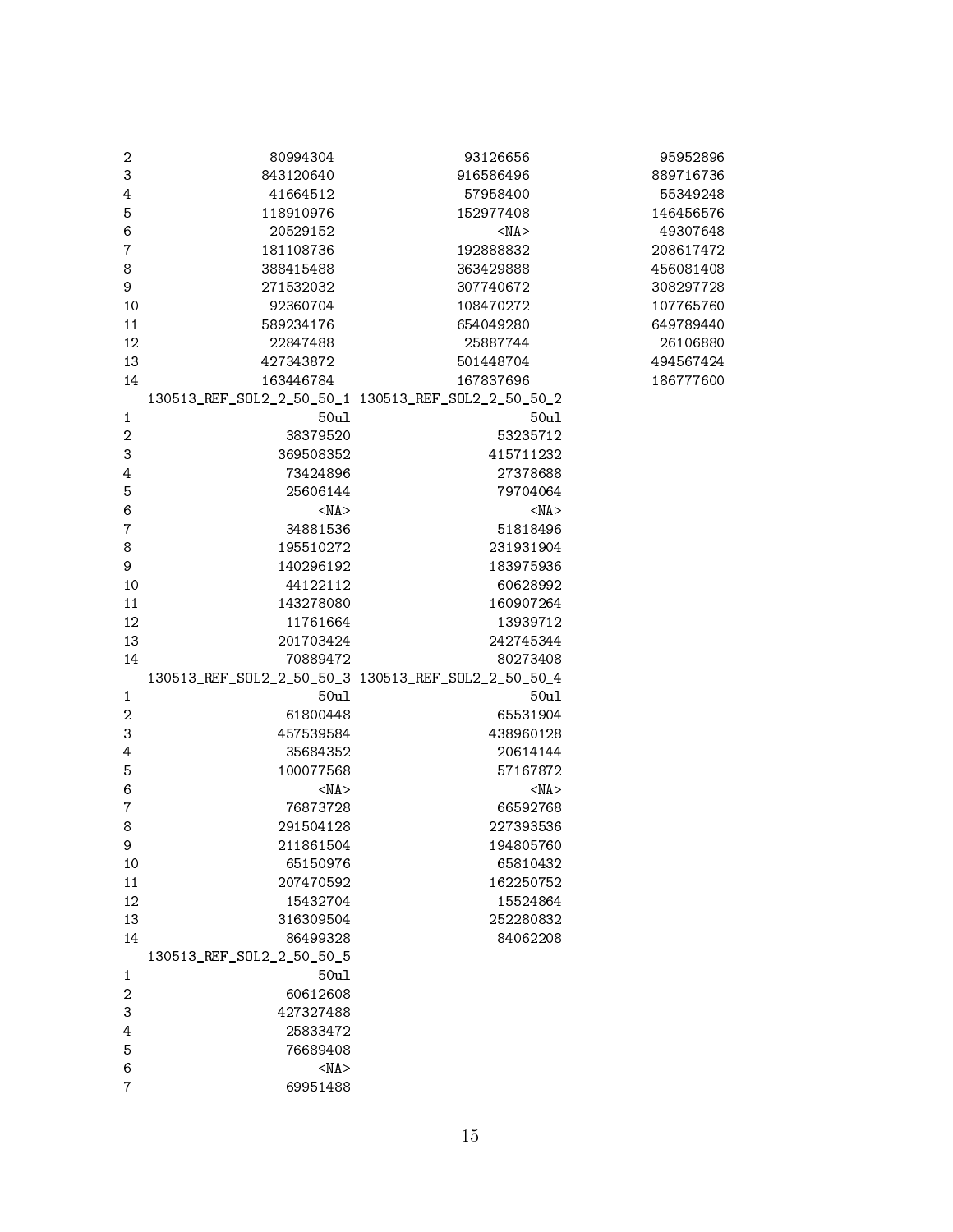```
2               80994304               93126656               95952896
3              843120640              916586496              889716736
4               41664512               57958400               55349248
5              118910976              152977408              146456576
6               20529152                   <NA>               49307648
7              181108736              192888832              208617472
8              388415488              363429888              456081408
9              271532032              307740672              308297728
10              92360704              108470272              107765760
11             589234176              654049280              649789440
12              22847488               25887744               26106880
13             427343872              501448704              494567424
14             163446784              167837696              186777600
   130513_REF_SOL2_2_50_50_1 130513_REF_SOL2_2_50_50_2
1                       50ul                      50ul
2                   38379520                  53235712
3                  369508352                 415711232
4                   73424896                  27378688
5                   25606144                  79704064
6                       <NA>                      <NA>
7                   34881536                  51818496
8                  195510272                 231931904
9                  140296192                 183975936
10                  44122112                  60628992
11                 143278080                 160907264
12                  11761664                  13939712
13                 201703424                 242745344
14                  70889472                  80273408
   130513_REF_SOL2_2_50_50_3 130513_REF_SOL2_2_50_50_4
1                       50ul                      50ul
2                   61800448                  65531904
3                  457539584                 438960128
4                   35684352                  20614144
5                  100077568                  57167872
6                       <NA>                      <NA>
7                   76873728                  66592768
8                  291504128                 227393536
9                  211861504                 194805760
10                  65150976                  65810432
11                 207470592                 162250752
12                  15432704                  15524864
13                 316309504                 252280832
14                  86499328                  84062208
   130513_REF_SOL2_2_50_50_5
1                       50ul
2                   60612608
3                  427327488
4                   25833472
5                   76689408
6                       <NA>
7                   69951488
```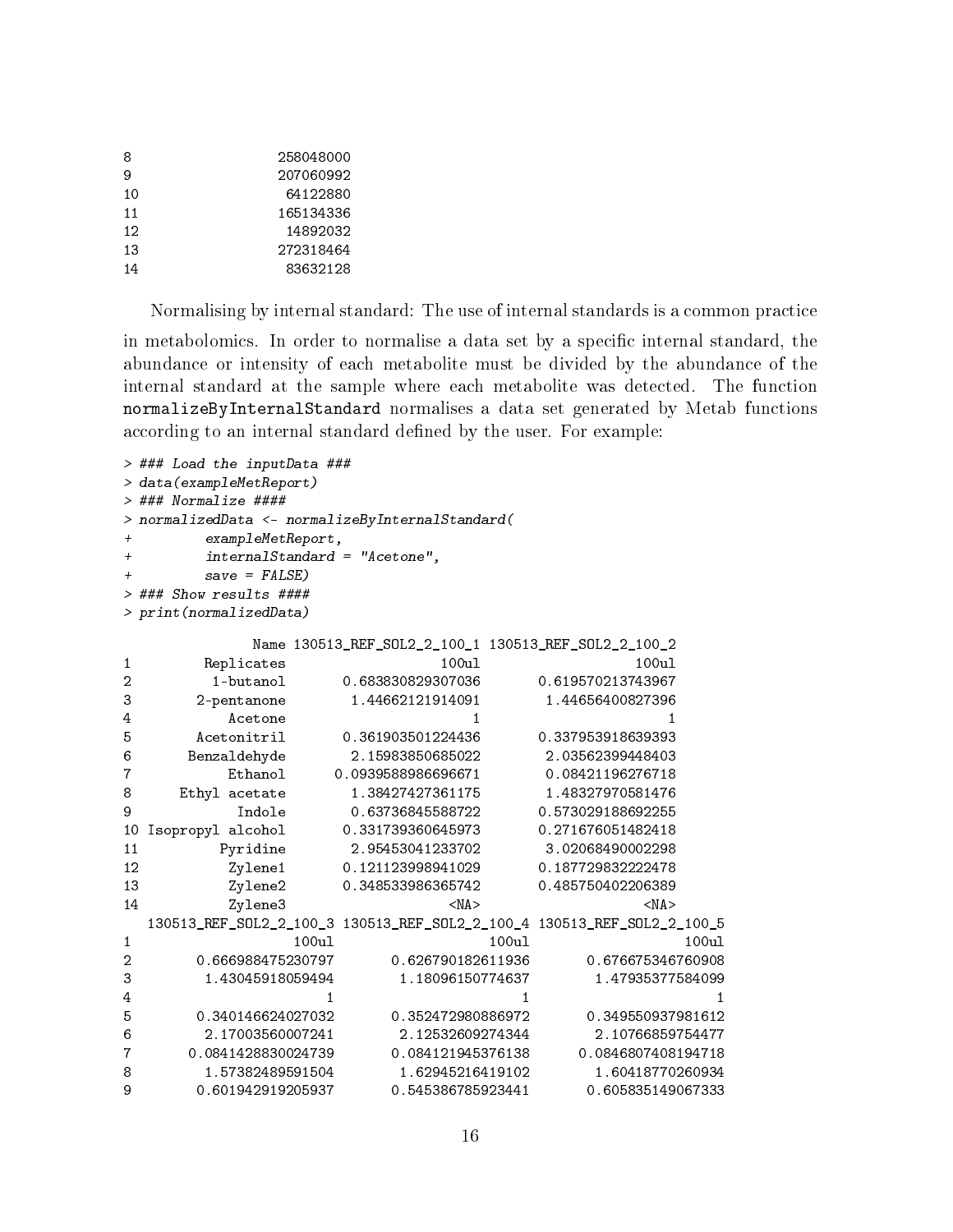```
8                   258048000
9                   207060992
10                   64122880
11                  165134336
12                   14892032
13                  272318464
14                   83632128
```

Normalising by internal standard: The use of internal standards is a common practice in metabolomics. In order to normalise a data set by a specific internal standard, the abundance or intensity of each metabolite must be divided by the abundance of the internal standard at the sample where each metabolite was detected. The function `normalizeByInternalStandard` normalises a data set generated by Metab functions according to an internal standard defined by the user. For example:

```
> ### Load the inputData ###
> data(exampleMetReport)
> ### Normalize ####
> normalizedData <- normalizeByInternalStandard(
+         exampleMetReport,
+         internalStandard = "Acetone",
+         save = FALSE)
> ### Show results ####
> print(normalizedData)

              Name 130513_REF_SOL2_2_100_1 130513_REF_SOL2_2_100_2
1       Replicates                   100ul                   100ul
2        1-butanol       0.683830829307036       0.619570213743967
3      2-pentanone        1.44662121914091        1.44656400827396
4          Acetone                       1                       1
5      Acetonitril       0.361903501224436       0.337953918639393
6     Benzaldehyde        2.15983850685022        2.03562399448403
7          Ethanol      0.0939588986696671       0.08421196276718
8    Ethyl acetate        1.38427427361175        1.48327970581476
9           Indole       0.63736845588722       0.573029188692255
10 Isopropyl alcohol      0.331739360645973       0.271676051482418
11        Pyridine        2.95453041233702        3.02068490002298
12         Zylene1       0.121123998941029       0.187729832222478
13         Zylene2       0.348533986365742       0.485750402206389
14         Zylene3                    <NA>                    <NA>
   130513_REF_SOL2_2_100_3 130513_REF_SOL2_2_100_4 130513_REF_SOL2_2_100_5
1                    100ul                   100ul                   100ul
2        0.666988475230797       0.626790182611936       0.676675346760908
3         1.43045918059494        1.18096150774637        1.47935377584099
4                        1                       1                       1
5        0.340146624027032       0.352472980886972       0.349550937981612
6         2.17003560007241        2.12532609274344        2.10766859754477
7       0.0841428830024739       0.084121945376138      0.0846807408194718
8         1.57382489591504        1.62945216419102        1.60418770260934
9        0.601942919205937       0.545386785923441       0.605835149067333
```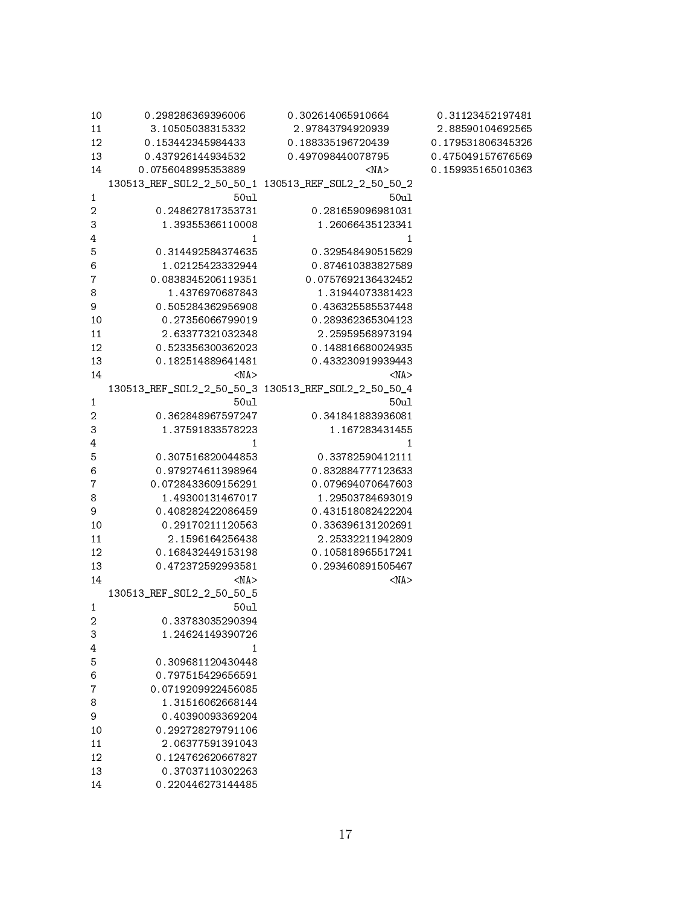```
10        0.298286369396006        0.302614065910664        0.31123452197481
11         3.10505038315332         2.97843794920939        2.88590104692565
12        0.153442345984433        0.188335196720439        0.179531806345326
13        0.437926144934532        0.497098440078795        0.475049157676569
14       0.0756048995353889                     <NA>        0.159935165010363
   130513_REF_SOL2_2_50_50_1 130513_REF_SOL2_2_50_50_2
1                       50ul                      50ul
2          0.248627817353731         0.281659096981031
3           1.39355366110008          1.26066435123341
4                          1                         1
5          0.314492584374635         0.329548490515629
6           1.02125423332944         0.874610383827589
7         0.0838345206119351        0.0757692136432452
8            1.4376970687843          1.31944073381423
9          0.505284362956908         0.436325585537448
10          0.27356066799019         0.289362365304123
11          2.63377321032348          2.25959568973194
12         0.523356300362023         0.148816680024935
13         0.182514889641481         0.433230919939443
14                      <NA>                      <NA>
   130513_REF_SOL2_2_50_50_3 130513_REF_SOL2_2_50_50_4
1                       50ul                      50ul
2          0.362848967597247         0.341841883936081
3           1.37591833578223            1.167283431455
4                          1                         1
5          0.307516820044853          0.33782590412111
6          0.979274611398964         0.832884777123633
7         0.0728433609156291         0.079694070647603
8           1.49300131467017          1.29503784693019
9          0.408282422086459         0.431518082422204
10          0.29170211120563         0.336396131202691
11           2.1596164256438          2.25332211942809
12         0.168432449153198         0.105818965517241
13         0.472372592993581         0.293460891505467
14                      <NA>                      <NA>
   130513_REF_SOL2_2_50_50_5
1                       50ul
2           0.33783035290394
3           1.24624149390726
4                          1
5          0.309681120430448
6          0.797515429656591
7         0.0719209922456085
8           1.31516062668144
9           0.40390093369204
10         0.292728279791106
11          2.06377591391043
12         0.124762620667827
13          0.37037110302263
14         0.220446273144485
```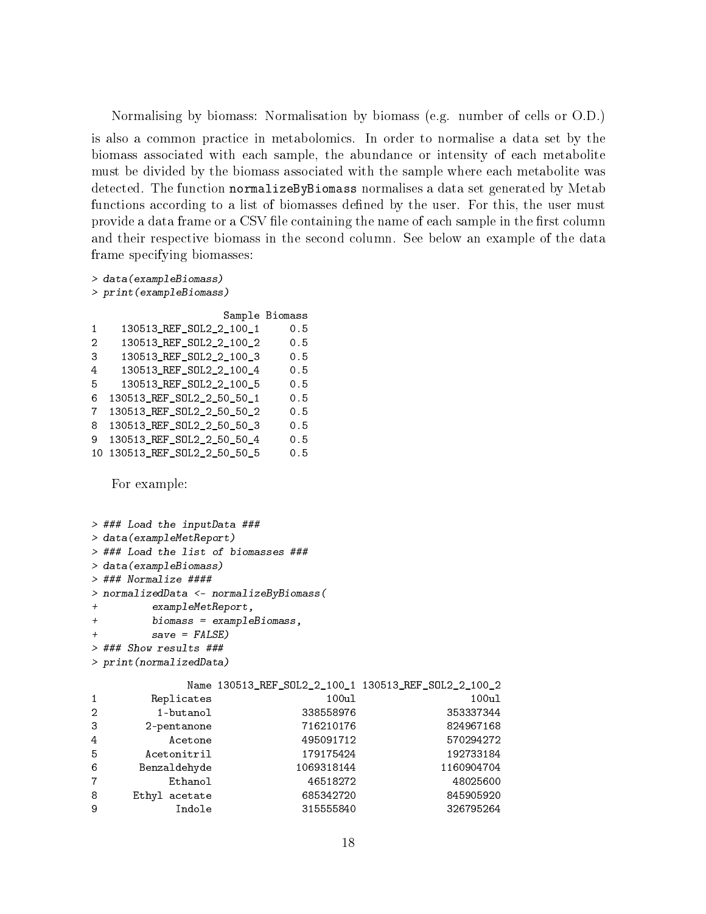Normalising by biomass: Normalisation by biomass (e.g. number of cells or O.D.) is also a common practice in metabolomics. In order to normalise a data set by the biomass associated with each sample, the abundance or intensity of each metabolite must be divided by the biomass associated with the sample where each metabolite was detected. The function `normalizeByBiomass` normalises a data set generated by Metab functions according to a list of biomasses defined by the user. For this, the user must provide a data frame or a CSV file containing the name of each sample in the first column and their respective biomass in the second column. See below an example of the data frame specifying biomasses:

```
> data(exampleBiomass)
> print(exampleBiomass)

                     Sample Biomass
1    130513_REF_SOL2_2_100_1     0.5
2    130513_REF_SOL2_2_100_2     0.5
3    130513_REF_SOL2_2_100_3     0.5
4    130513_REF_SOL2_2_100_4     0.5
5    130513_REF_SOL2_2_100_5     0.5
6  130513_REF_SOL2_2_50_50_1     0.5
7  130513_REF_SOL2_2_50_50_2     0.5
8  130513_REF_SOL2_2_50_50_3     0.5
9  130513_REF_SOL2_2_50_50_4     0.5
10 130513_REF_SOL2_2_50_50_5     0.5
```

For example:

```
> ### Load the inputData ###
> data(exampleMetReport)
> ### Load the list of biomasses ###
> data(exampleBiomass)
> ### Normalize ####
> normalizedData <- normalizeByBiomass(
+         exampleMetReport,
+         biomass = exampleBiomass,
+         save = FALSE)
> ### Show results ###
> print(normalizedData)

              Name 130513_REF_SOL2_2_100_1 130513_REF_SOL2_2_100_2
1        Replicates                   100ul                   100ul
2          1-butanol               338558976               353337344
3        2-pentanone               716210176               824967168
4           Acetone               495091712               570294272
5       Acetonitril               179175424               192733184
6      Benzaldehyde              1069318144              1160904704
7           Ethanol                46518272                48025600
8     Ethyl acetate               685342720               845905920
9            Indole               315555840               326795264
```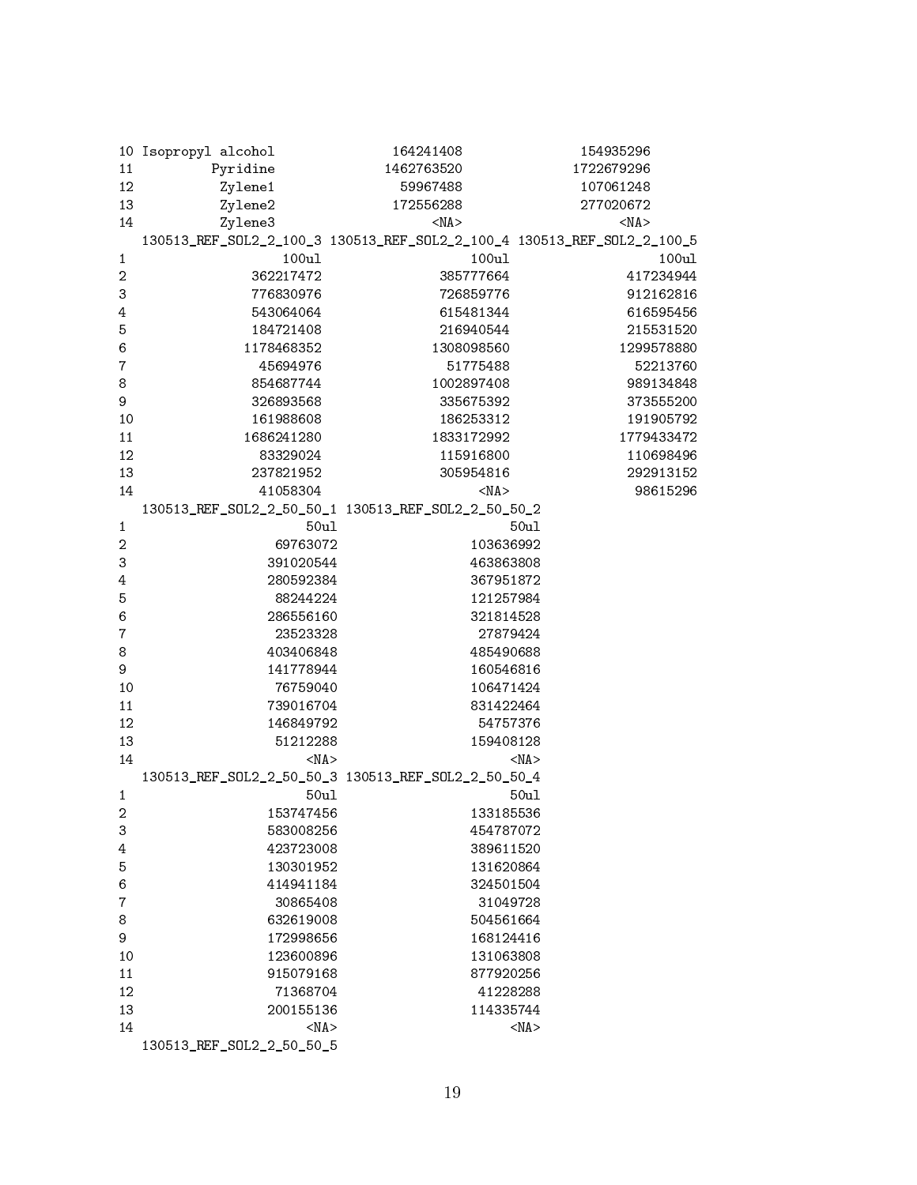```
10 Isopropyl alcohol             164241408              154935296
11          Pyridine            1462763520             1722679296
12           Zylene1              59967488              107061248
13           Zylene2             172556288              277020672
14           Zylene3                  <NA>                   <NA>
   130513_REF_SOL2_2_100_3 130513_REF_SOL2_2_100_4 130513_REF_SOL2_2_100_5
1                    100ul                   100ul                   100ul
2                362217472               385777664               417234944
3                776830976               726859776               912162816
4                543064064               615481344               616595456
5                184721408               216940544               215531520
6               1178468352              1308098560              1299578880
7                 45694976                51775488                52213760
8                854687744              1002897408               989134848
9                326893568               335675392               373555200
10               161988608               186253312               191905792
11              1686241280              1833172992              1779433472
12                83329024               115916800               110698496
13               237821952               305954816               292913152
14                41058304                    <NA>                98615296
   130513_REF_SOL2_2_50_50_1 130513_REF_SOL2_2_50_50_2
1                       50ul                      50ul
2                   69763072                 103636992
3                  391020544                 463863808
4                  280592384                 367951872
5                   88244224                 121257984
6                  286556160                 321814528
7                   23523328                  27879424
8                  403406848                 485490688
9                  141778944                 160546816
10                  76759040                 106471424
11                 739016704                 831422464
12                 146849792                  54757376
13                  51212288                 159408128
14                      <NA>                      <NA>
   130513_REF_SOL2_2_50_50_3 130513_REF_SOL2_2_50_50_4
1                       50ul                      50ul
2                  153747456                 133185536
3                  583008256                 454787072
4                  423723008                 389611520
5                  130301952                 131620864
6                  414941184                 324501504
7                   30865408                  31049728
8                  632619008                 504561664
9                  172998656                 168124416
10                 123600896                 131063808
11                 915079168                 877920256
12                  71368704                  41228288
13                 200155136                 114335744
14                      <NA>                      <NA>
   130513_REF_SOL2_2_50_50_5
```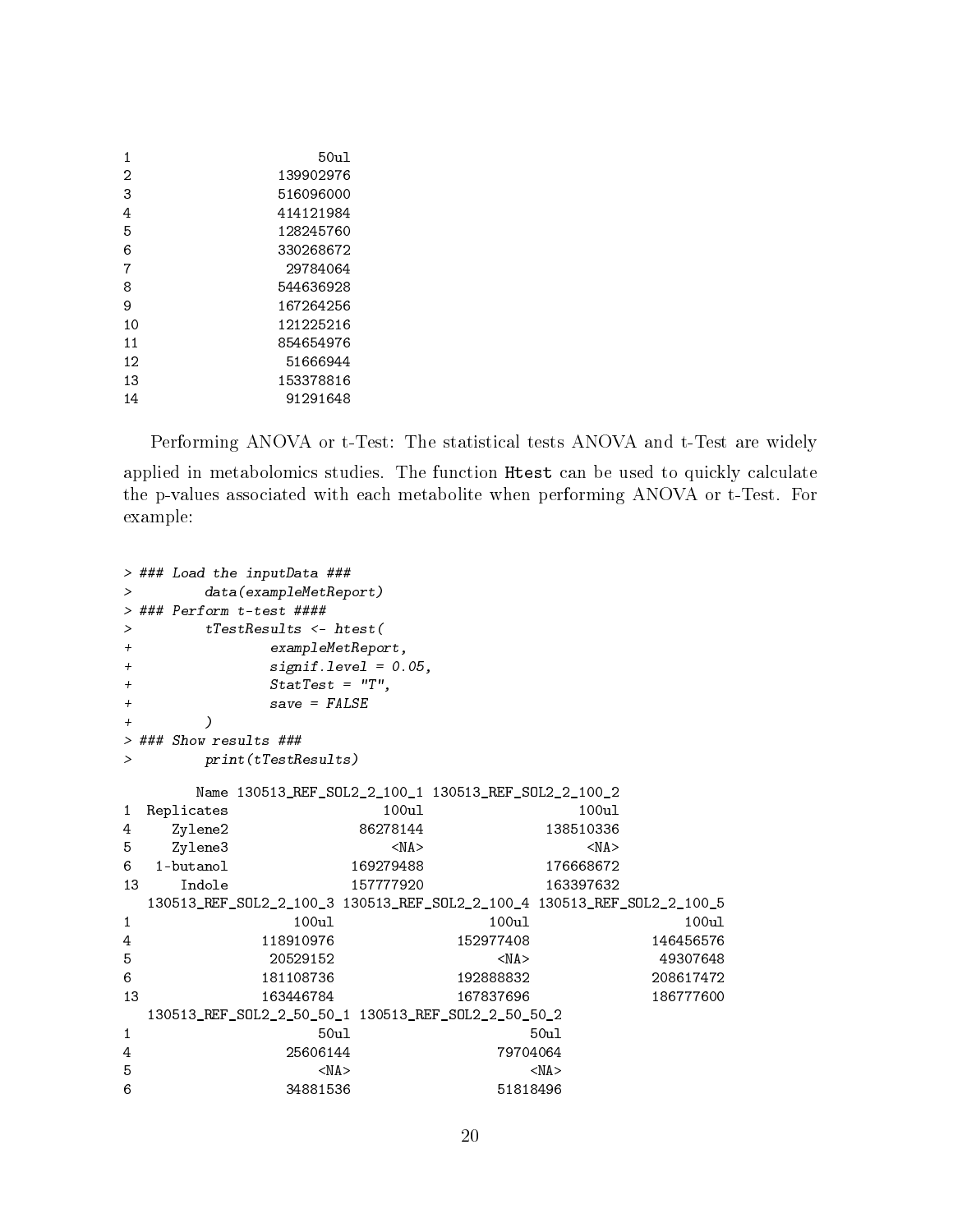```
1                       50ul
2                  139902976
3                  516096000
4                  414121984
5                  128245760
6                  330268672
7                   29784064
8                  544636928
9                  167264256
10                 121225216
11                 854654976
12                  51666944
13                 153378816
14                  91291648
```

Performing ANOVA or t-Test: The statistical tests ANOVA and t-Test are widely applied in metabolomics studies. The function **Htest** can be used to quickly calculate the p-values associated with each metabolite when performing ANOVA or t-Test. For example:

```
> ### Load the inputData ###
>         data(exampleMetReport)
> ### Perform t-test ####
>         tTestResults <- htest(
+                 exampleMetReport,
+                 signif.level = 0.05,
+                 StatTest = "T",
+                 save = FALSE
+         )
> ### Show results ###
>         print(tTestResults)

         Name 130513_REF_SOL2_2_100_1 130513_REF_SOL2_2_100_2
1  Replicates                   100ul                   100ul
4     Zylene2                86278144               138510336
5     Zylene3                    <NA>                    <NA>
6   1-butanol               169279488               176668672
13     Indole               157777920               163397632
   130513_REF_SOL2_2_100_3 130513_REF_SOL2_2_100_4 130513_REF_SOL2_2_100_5
1                    100ul                   100ul                   100ul
4                118910976               152977408               146456576
5                 20529152                    <NA>                49307648
6                181108736               192888832               208617472
13               163446784               167837696               186777600
   130513_REF_SOL2_2_50_50_1 130513_REF_SOL2_2_50_50_2
1                       50ul                      50ul
4                   25606144                  79704064
5                       <NA>                      <NA>
6                   34881536                  51818496
```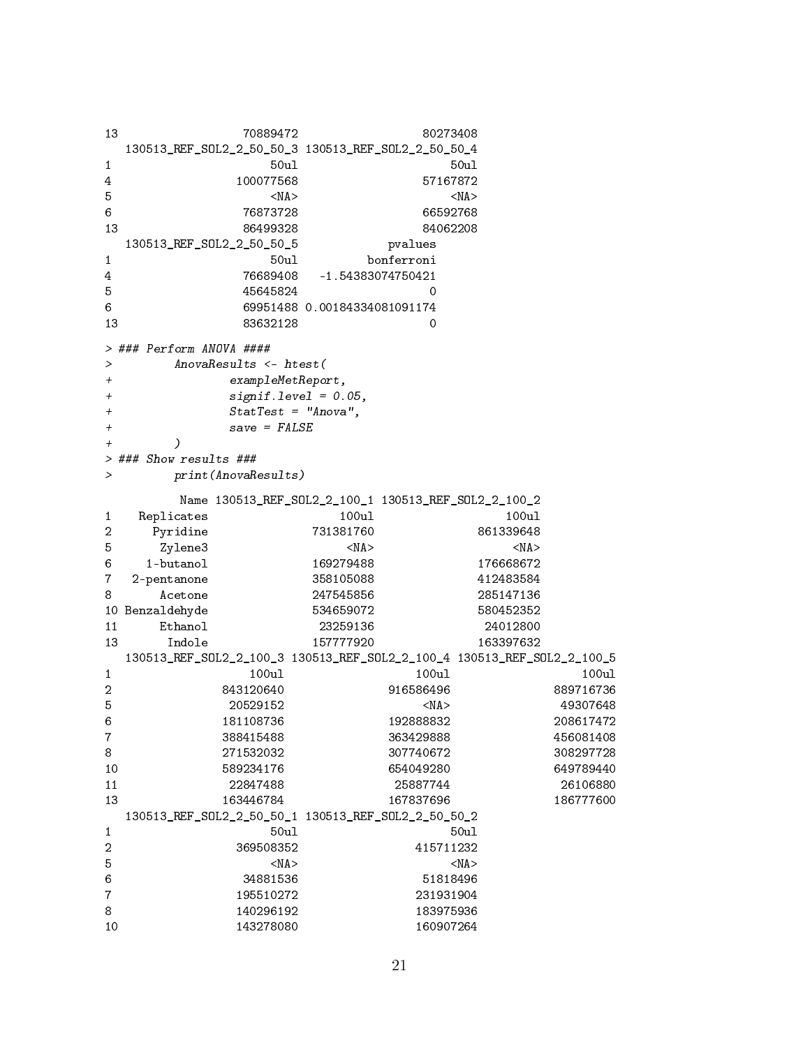```
13                 70889472                 80273408
  130513_REF_SOL2_2_50_50_3 130513_REF_SOL2_2_50_50_4
1                      50ul                     50ul
4                 100077568                 57167872
5                      <NA>                     <NA>
6                  76873728                 66592768
13                 86499328                 84062208
  130513_REF_SOL2_2_50_50_5           pvalues
1                      50ul        bonferroni
4                  76689408  -1.54383074750421
5                  45645824                 0
6                  69951488 0.00184334081091174
13                 83632128                 0
```

```
> ### Perform ANOVA ####
>         AnovaResults <- htest(
+               exampleMetReport,
+               signif.level = 0.05,
+               StatTest = "Anova",
+               save = FALSE
+         )
> ### Show results ###
>         print(AnovaResults)
```

```
          Name 130513_REF_SOL2_2_100_1 130513_REF_SOL2_2_100_2
1   Replicates                   100ul                   100ul
2     Pyridine               731381760               861339648
5      Zylene3                    <NA>                    <NA>
6    1-butanol               169279488               176668672
7  2-pentanone               358105088               412483584
8      Acetone               247545856               285147136
10 Benzaldehyde              534659072               580452352
11     Ethanol                23259136                24012800
13      Indole               157777920               163397632
  130513_REF_SOL2_2_100_3 130513_REF_SOL2_2_100_4 130513_REF_SOL2_2_100_5
1                   100ul                   100ul                   100ul
2               843120640               916586496               889716736
5                20529152                    <NA>                49307648
6               181108736               192888832               208617472
7               388415488               363429888               456081408
8               271532032               307740672               308297728
10              589234176               654049280               649789440
11               22847488                25887744                26106880
13              163446784               167837696               186777600
  130513_REF_SOL2_2_50_50_1 130513_REF_SOL2_2_50_50_2
1                      50ul                     50ul
2                 369508352                415711232
5                      <NA>                     <NA>
6                  34881536                 51818496
7                 195510272                231931904
8                 140296192                183975936
10                143278080                160907264
```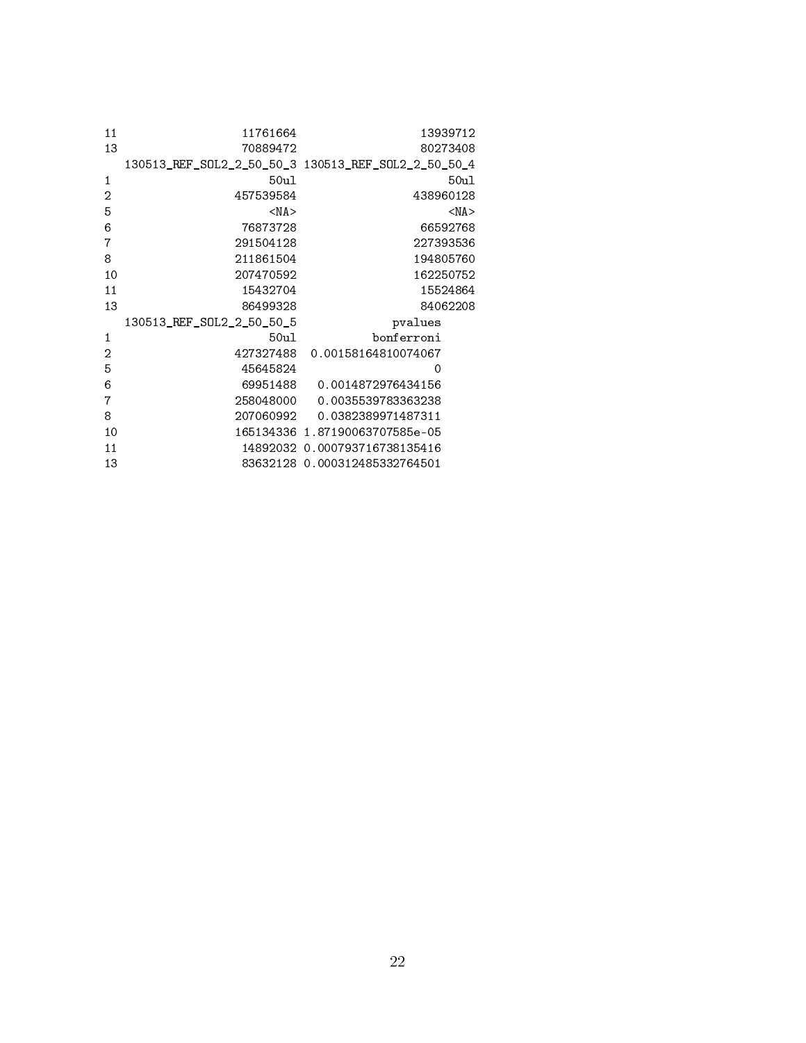```
11               11761664                13939712
13               70889472                80273408
   130513_REF_SOL2_2_50_50_3 130513_REF_SOL2_2_50_50_4
1                    50ul                    50ul
2               457539584               438960128
5                    <NA>                    <NA>
6                76873728                66592768
7               291504128               227393536
8               211861504               194805760
10              207470592               162250752
11               15432704                15524864
13               86499328                84062208
   130513_REF_SOL2_2_50_50_5             pvalues
1                    50ul          bonferroni
2               427327488  0.00158164810074067
5                45645824                    0
6                69951488   0.0014872976434156
7               258048000   0.0035539783363238
8               207060992   0.0382389971487311
10              165134336 1.87190063707585e-05
11               14892032 0.000793716738135416
13               83632128 0.000312485332764501
```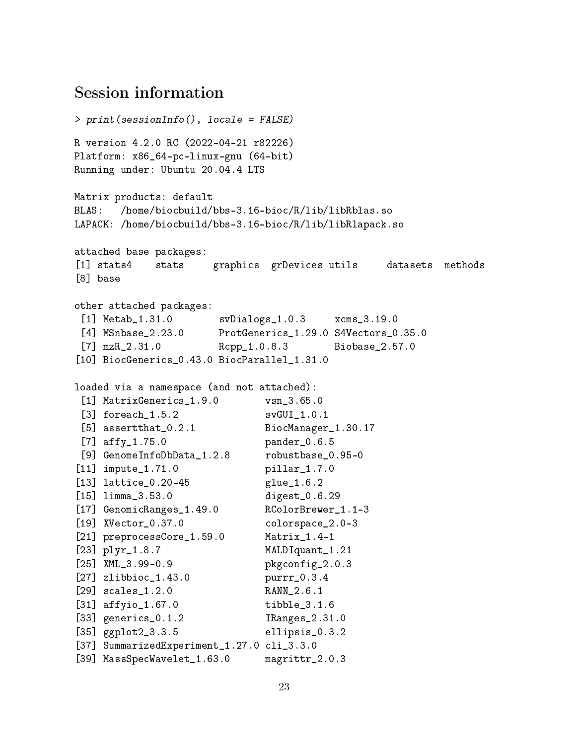## Session information

```
> print(sessionInfo(), locale = FALSE)

R version 4.2.0 RC (2022-04-21 r82226)
Platform: x86_64-pc-linux-gnu (64-bit)
Running under: Ubuntu 20.04.4 LTS

Matrix products: default
BLAS:   /home/biocbuild/bbs-3.16-bioc/R/lib/libRblas.so
LAPACK: /home/biocbuild/bbs-3.16-bioc/R/lib/libRlapack.so

attached base packages:
[1] stats4    stats     graphics  grDevices utils     datasets  methods
[8] base

other attached packages:
 [1] Metab_1.31.0        svDialogs_1.0.3     xcms_3.19.0
 [4] MSnbase_2.23.0      ProtGenerics_1.29.0 S4Vectors_0.35.0
 [7] mzR_2.31.0          Rcpp_1.0.8.3        Biobase_2.57.0
[10] BiocGenerics_0.43.0 BiocParallel_1.31.0

loaded via a namespace (and not attached):
 [1] MatrixGenerics_1.9.0        vsn_3.65.0
 [3] foreach_1.5.2               svGUI_1.0.1
 [5] assertthat_0.2.1            BiocManager_1.30.17
 [7] affy_1.75.0                 pander_0.6.5
 [9] GenomeInfoDbData_1.2.8      robustbase_0.95-0
[11] impute_1.71.0               pillar_1.7.0
[13] lattice_0.20-45             glue_1.6.2
[15] limma_3.53.0                digest_0.6.29
[17] GenomicRanges_1.49.0        RColorBrewer_1.1-3
[19] XVector_0.37.0              colorspace_2.0-3
[21] preprocessCore_1.59.0       Matrix_1.4-1
[23] plyr_1.8.7                  MALDIquant_1.21
[25] XML_3.99-0.9                pkgconfig_2.0.3
[27] zlibbioc_1.43.0             purrr_0.3.4
[29] scales_1.2.0                RANN_2.6.1
[31] affyio_1.67.0               tibble_3.1.6
[33] generics_0.1.2              IRanges_2.31.0
[35] ggplot2_3.3.5               ellipsis_0.3.2
[37] SummarizedExperiment_1.27.0 cli_3.3.0
[39] MassSpecWavelet_1.63.0      magrittr_2.0.3
```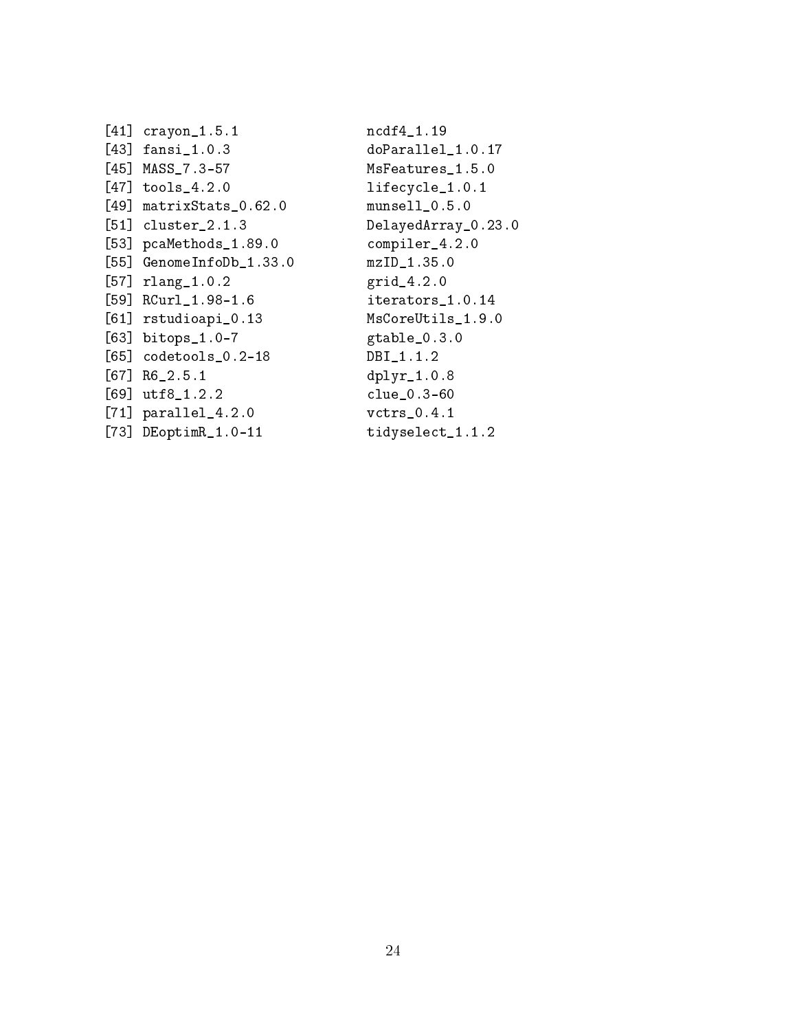```
[41] crayon_1.5.1            ncdf4_1.19
[43] fansi_1.0.3             doParallel_1.0.17
[45] MASS_7.3-57             MsFeatures_1.5.0
[47] tools_4.2.0             lifecycle_1.0.1
[49] matrixStats_0.62.0      munsell_0.5.0
[51] cluster_2.1.3           DelayedArray_0.23.0
[53] pcaMethods_1.89.0       compiler_4.2.0
[55] GenomeInfoDb_1.33.0     mzID_1.35.0
[57] rlang_1.0.2             grid_4.2.0
[59] RCurl_1.98-1.6          iterators_1.0.14
[61] rstudioapi_0.13         MsCoreUtils_1.9.0
[63] bitops_1.0-7            gtable_0.3.0
[65] codetools_0.2-18        DBI_1.1.2
[67] R6_2.5.1                dplyr_1.0.8
[69] utf8_1.2.2              clue_0.3-60
[71] parallel_4.2.0          vctrs_0.4.1
[73] DEoptimR_1.0-11         tidyselect_1.1.2
```